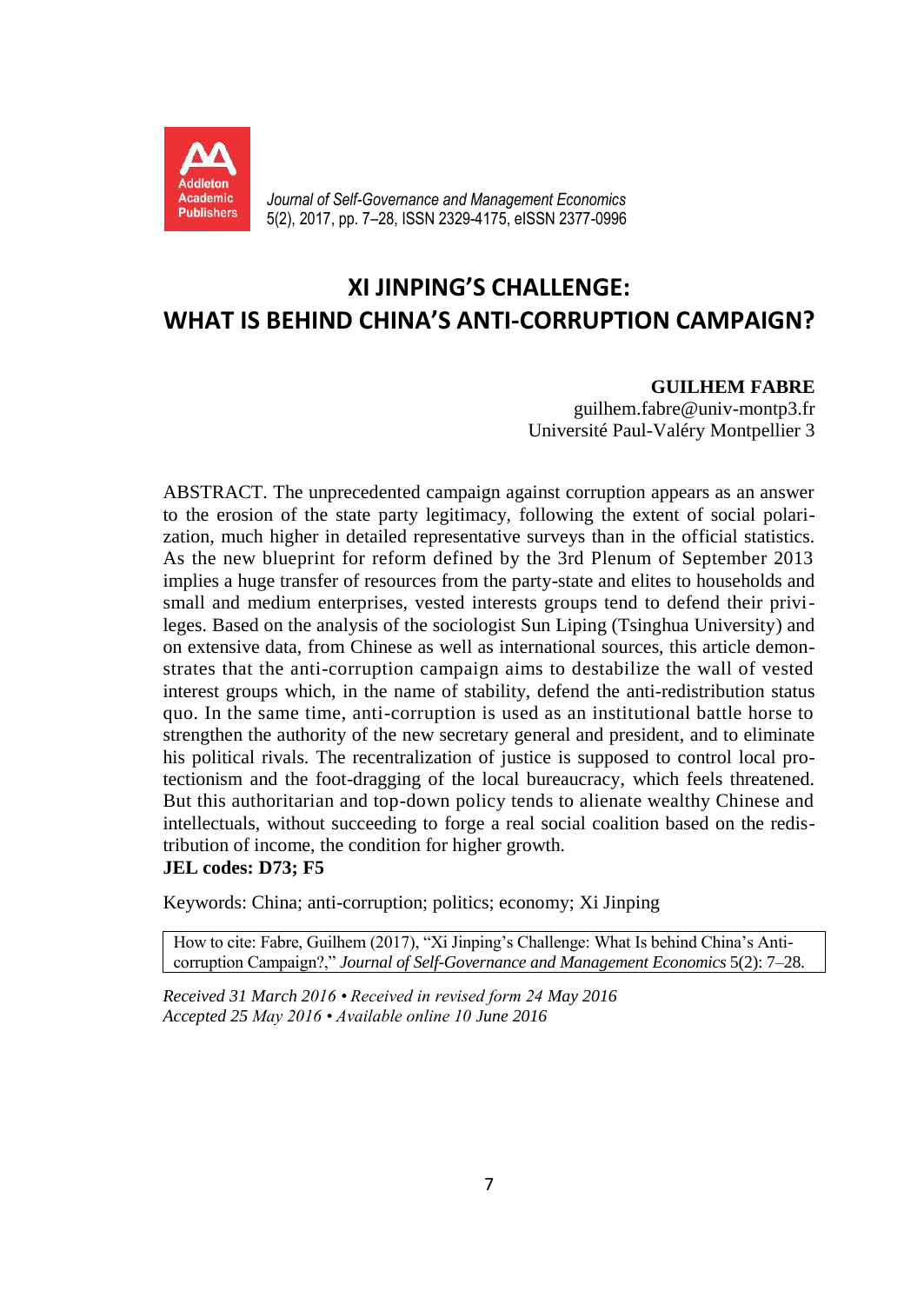*Journal of Self-Governance and Management Economics*
5(2), 2017, pp. 7–28, ISSN 2329-4175, eISSN 2377-0996

# XI JINPING'S CHALLENGE: WHAT IS BEHIND CHINA'S ANTI-CORRUPTION CAMPAIGN?

**GUILHEM FABRE**
guilhem.fabre@univ-montp3.fr
Université Paul-Valéry Montpellier 3

ABSTRACT. The unprecedented campaign against corruption appears as an answer to the erosion of the state party legitimacy, following the extent of social polarization, much higher in detailed representative surveys than in the official statistics. As the new blueprint for reform defined by the 3rd Plenum of September 2013 implies a huge transfer of resources from the party-state and elites to households and small and medium enterprises, vested interests groups tend to defend their privileges. Based on the analysis of the sociologist Sun Liping (Tsinghua University) and on extensive data, from Chinese as well as international sources, this article demonstrates that the anti-corruption campaign aims to destabilize the wall of vested interest groups which, in the name of stability, defend the anti-redistribution status quo. In the same time, anti-corruption is used as an institutional battle horse to strengthen the authority of the new secretary general and president, and to eliminate his political rivals. The recentralization of justice is supposed to control local protectionism and the foot-dragging of the local bureaucracy, which feels threatened. But this authoritarian and top-down policy tends to alienate wealthy Chinese and intellectuals, without succeeding to forge a real social coalition based on the redistribution of income, the condition for higher growth.
**JEL codes: D73; F5**

Keywords: China; anti-corruption; politics; economy; Xi Jinping

How to cite: Fabre, Guilhem (2017), "Xi Jinping's Challenge: What Is behind China's Anti-corruption Campaign?," *Journal of Self-Governance and Management Economics* 5(2): 7–28.

*Received 31 March 2016 • Received in revised form 24 May 2016*
*Accepted 25 May 2016 • Available online 10 June 2016*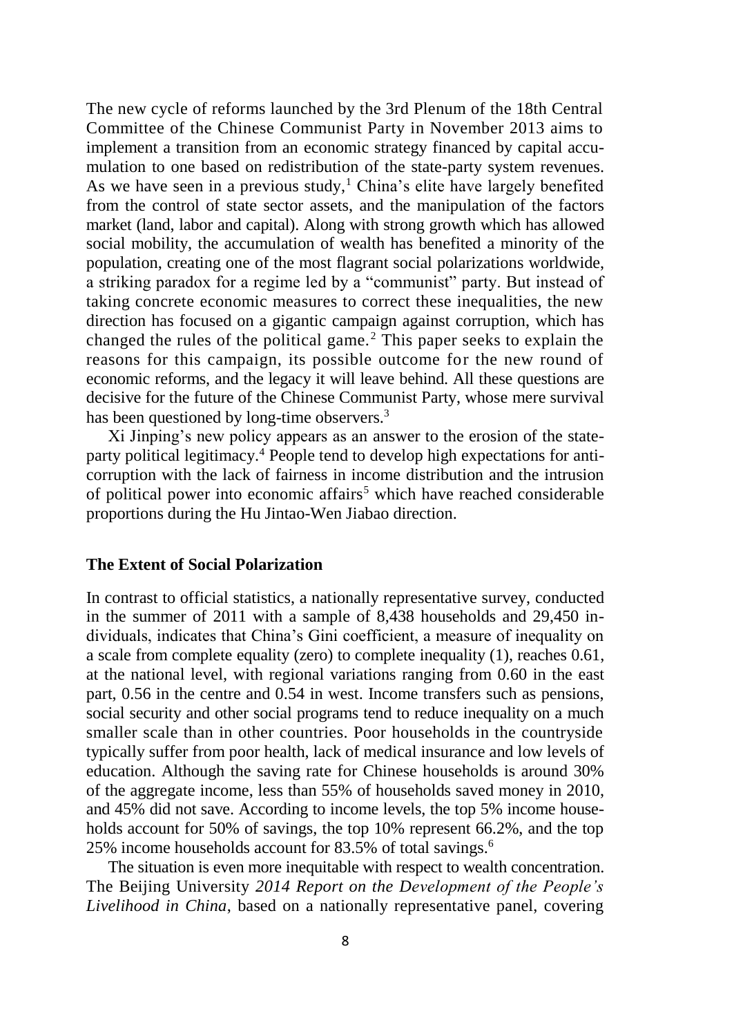The new cycle of reforms launched by the 3rd Plenum of the 18th Central Committee of the Chinese Communist Party in November 2013 aims to implement a transition from an economic strategy financed by capital accumulation to one based on redistribution of the state-party system revenues. As we have seen in a previous study,[1] China's elite have largely benefited from the control of state sector assets, and the manipulation of the factors market (land, labor and capital). Along with strong growth which has allowed social mobility, the accumulation of wealth has benefited a minority of the population, creating one of the most flagrant social polarizations worldwide, a striking paradox for a regime led by a "communist" party. But instead of taking concrete economic measures to correct these inequalities, the new direction has focused on a gigantic campaign against corruption, which has changed the rules of the political game.[2] This paper seeks to explain the reasons for this campaign, its possible outcome for the new round of economic reforms, and the legacy it will leave behind. All these questions are decisive for the future of the Chinese Communist Party, whose mere survival has been questioned by long-time observers.[3]

Xi Jinping's new policy appears as an answer to the erosion of the state-party political legitimacy.[4] People tend to develop high expectations for anti-corruption with the lack of fairness in income distribution and the intrusion of political power into economic affairs[5] which have reached considerable proportions during the Hu Jintao-Wen Jiabao direction.

## The Extent of Social Polarization

In contrast to official statistics, a nationally representative survey, conducted in the summer of 2011 with a sample of 8,438 households and 29,450 individuals, indicates that China's Gini coefficient, a measure of inequality on a scale from complete equality (zero) to complete inequality (1), reaches 0.61, at the national level, with regional variations ranging from 0.60 in the east part, 0.56 in the centre and 0.54 in west. Income transfers such as pensions, social security and other social programs tend to reduce inequality on a much smaller scale than in other countries. Poor households in the countryside typically suffer from poor health, lack of medical insurance and low levels of education. Although the saving rate for Chinese households is around 30% of the aggregate income, less than 55% of households saved money in 2010, and 45% did not save. According to income levels, the top 5% income households account for 50% of savings, the top 10% represent 66.2%, and the top 25% income households account for 83.5% of total savings.[6]

The situation is even more inequitable with respect to wealth concentration. The Beijing University *2014 Report on the Development of the People's Livelihood in China*, based on a nationally representative panel, covering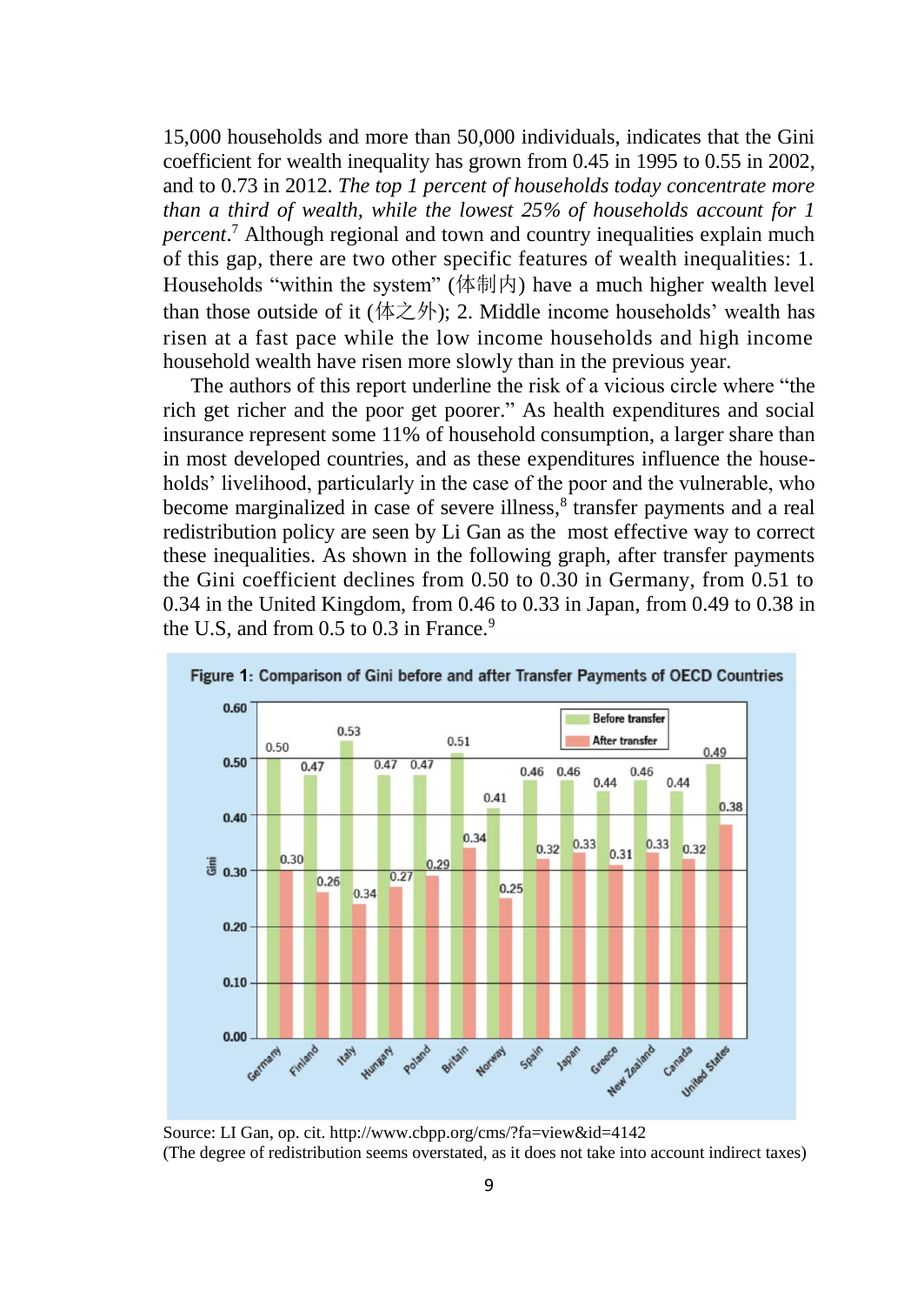15,000 households and more than 50,000 individuals, indicates that the Gini coefficient for wealth inequality has grown from 0.45 in 1995 to 0.55 in 2002, and to 0.73 in 2012. *The top 1 percent of households today concentrate more than a third of wealth, while the lowest 25% of households account for 1 percent*.[7] Although regional and town and country inequalities explain much of this gap, there are two other specific features of wealth inequalities: 1. Households "within the system" (体制内) have a much higher wealth level than those outside of it (体之外); 2. Middle income households' wealth has risen at a fast pace while the low income households and high income household wealth have risen more slowly than in the previous year.

The authors of this report underline the risk of a vicious circle where "the rich get richer and the poor get poorer." As health expenditures and social insurance represent some 11% of household consumption, a larger share than in most developed countries, and as these expenditures influence the households' livelihood, particularly in the case of the poor and the vulnerable, who become marginalized in case of severe illness,[8] transfer payments and a real redistribution policy are seen by Li Gan as the most effective way to correct these inequalities. As shown in the following graph, after transfer payments the Gini coefficient declines from 0.50 to 0.30 in Germany, from 0.51 to 0.34 in the United Kingdom, from 0.46 to 0.33 in Japan, from 0.49 to 0.38 in the U.S, and from 0.5 to 0.3 in France.[9]

**Figure 1: Comparison of Gini before and after Transfer Payments of OECD Countries**

Before transfer
After transfer

Gini

0.60
0.50
0.40
0.30
0.20
0.10
0.00

Germany: 0.50, 0.30
Finland: 0.47, 0.26
Italy: 0.53, 0.34
Hungary: 0.47, 0.27
Poland: 0.47, 0.29
Britain: 0.51, 0.34
Norway: 0.41, 0.25
Spain: 0.46, 0.32
Japan: 0.46, 0.33
Greece: 0.44, 0.31
New Zealand: 0.46, 0.33
Canada: 0.44, 0.32
United States: 0.49, 0.38

Source: LI Gan, op. cit. http://www.cbpp.org/cms/?fa=view&id=4142
(The degree of redistribution seems overstated, as it does not take into account indirect taxes)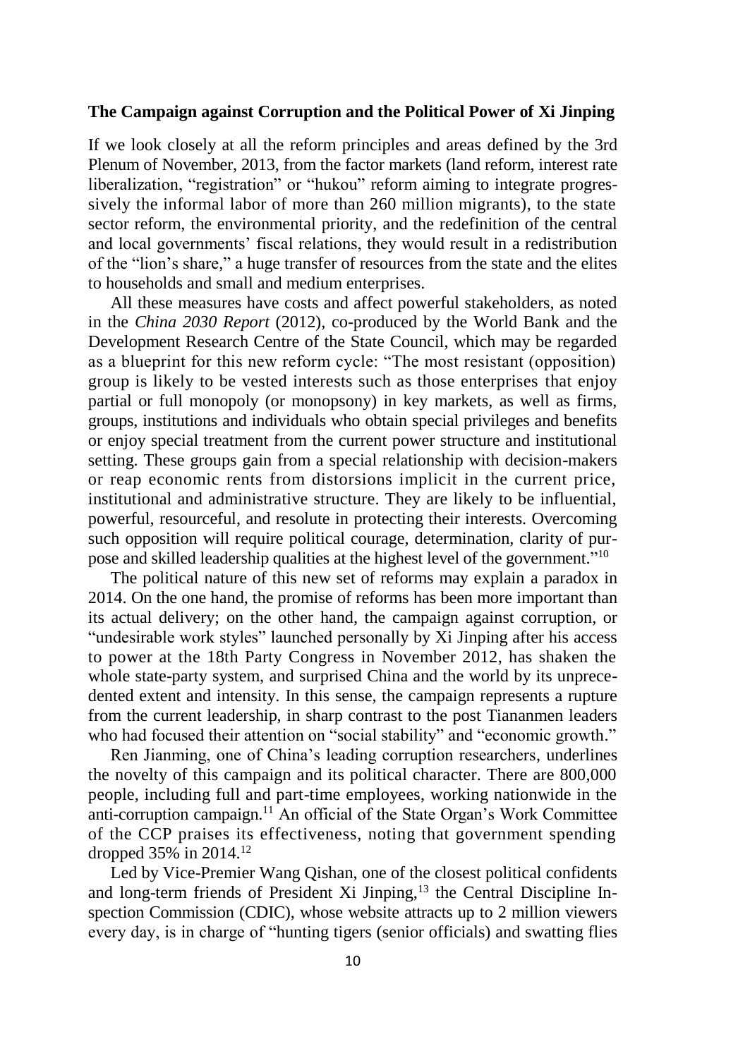**The Campaign against Corruption and the Political Power of Xi Jinping**

If we look closely at all the reform principles and areas defined by the 3rd Plenum of November, 2013, from the factor markets (land reform, interest rate liberalization, "registration" or "hukou" reform aiming to integrate progressively the informal labor of more than 260 million migrants), to the state sector reform, the environmental priority, and the redefinition of the central and local governments' fiscal relations, they would result in a redistribution of the "lion's share," a huge transfer of resources from the state and the elites to households and small and medium enterprises.

All these measures have costs and affect powerful stakeholders, as noted in the *China 2030 Report* (2012), co-produced by the World Bank and the Development Research Centre of the State Council, which may be regarded as a blueprint for this new reform cycle: "The most resistant (opposition) group is likely to be vested interests such as those enterprises that enjoy partial or full monopoly (or monopsony) in key markets, as well as firms, groups, institutions and individuals who obtain special privileges and benefits or enjoy special treatment from the current power structure and institutional setting. These groups gain from a special relationship with decision-makers or reap economic rents from distorsions implicit in the current price, institutional and administrative structure. They are likely to be influential, powerful, resourceful, and resolute in protecting their interests. Overcoming such opposition will require political courage, determination, clarity of purpose and skilled leadership qualities at the highest level of the government."[10]

The political nature of this new set of reforms may explain a paradox in 2014. On the one hand, the promise of reforms has been more important than its actual delivery; on the other hand, the campaign against corruption, or "undesirable work styles" launched personally by Xi Jinping after his access to power at the 18th Party Congress in November 2012, has shaken the whole state-party system, and surprised China and the world by its unprecedented extent and intensity. In this sense, the campaign represents a rupture from the current leadership, in sharp contrast to the post Tiananmen leaders who had focused their attention on "social stability" and "economic growth."

Ren Jianming, one of China's leading corruption researchers, underlines the novelty of this campaign and its political character. There are 800,000 people, including full and part-time employees, working nationwide in the anti-corruption campaign.[11] An official of the State Organ's Work Committee of the CCP praises its effectiveness, noting that government spending dropped 35% in 2014.[12]

Led by Vice-Premier Wang Qishan, one of the closest political confidents and long-term friends of President Xi Jinping,[13] the Central Discipline Inspection Commission (CDIC), whose website attracts up to 2 million viewers every day, is in charge of "hunting tigers (senior officials) and swatting flies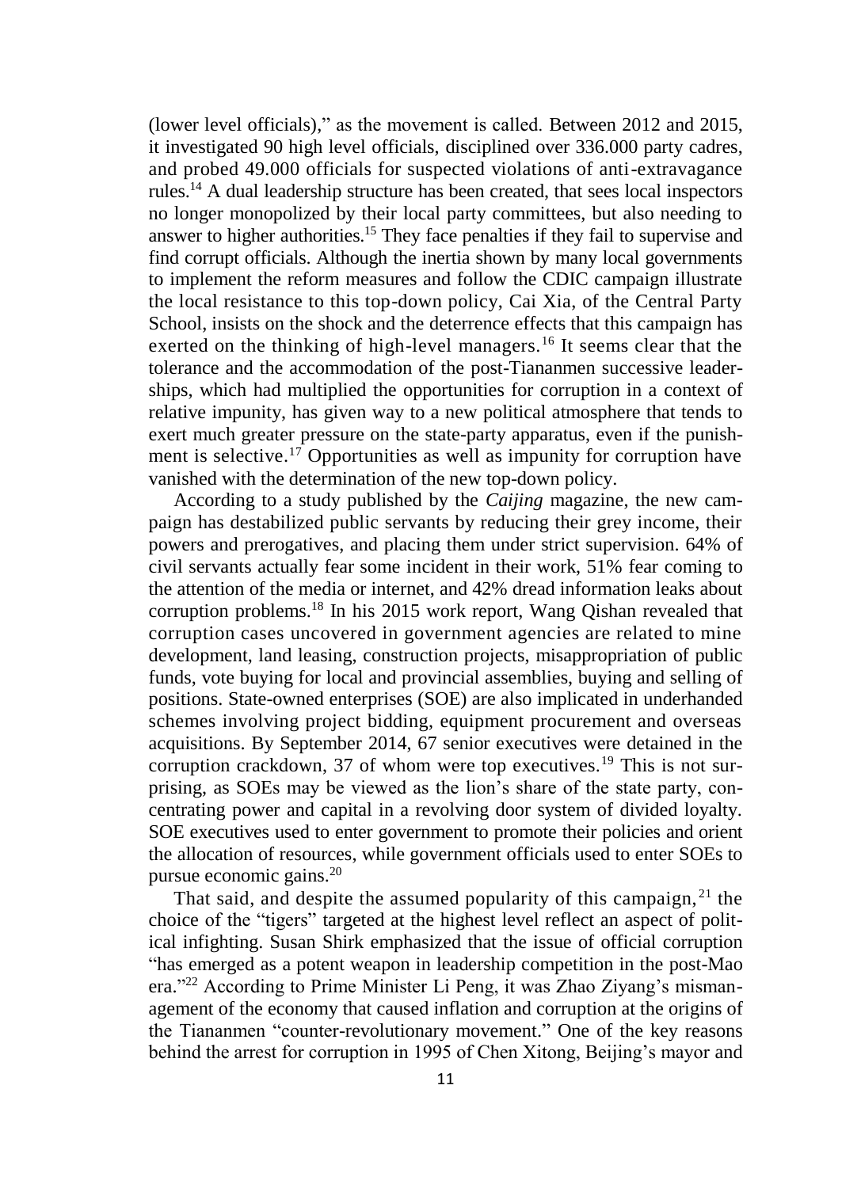(lower level officials)," as the movement is called. Between 2012 and 2015, it investigated 90 high level officials, disciplined over 336.000 party cadres, and probed 49.000 officials for suspected violations of anti-extravagance rules.[14] A dual leadership structure has been created, that sees local inspectors no longer monopolized by their local party committees, but also needing to answer to higher authorities.[15] They face penalties if they fail to supervise and find corrupt officials. Although the inertia shown by many local governments to implement the reform measures and follow the CDIC campaign illustrate the local resistance to this top-down policy, Cai Xia, of the Central Party School, insists on the shock and the deterrence effects that this campaign has exerted on the thinking of high-level managers.[16] It seems clear that the tolerance and the accommodation of the post-Tiananmen successive leaderships, which had multiplied the opportunities for corruption in a context of relative impunity, has given way to a new political atmosphere that tends to exert much greater pressure on the state-party apparatus, even if the punishment is selective.[17] Opportunities as well as impunity for corruption have vanished with the determination of the new top-down policy.

According to a study published by the *Caijing* magazine, the new campaign has destabilized public servants by reducing their grey income, their powers and prerogatives, and placing them under strict supervision. 64% of civil servants actually fear some incident in their work, 51% fear coming to the attention of the media or internet, and 42% dread information leaks about corruption problems.[18] In his 2015 work report, Wang Qishan revealed that corruption cases uncovered in government agencies are related to mine development, land leasing, construction projects, misappropriation of public funds, vote buying for local and provincial assemblies, buying and selling of positions. State-owned enterprises (SOE) are also implicated in underhanded schemes involving project bidding, equipment procurement and overseas acquisitions. By September 2014, 67 senior executives were detained in the corruption crackdown, 37 of whom were top executives.[19] This is not surprising, as SOEs may be viewed as the lion's share of the state party, concentrating power and capital in a revolving door system of divided loyalty. SOE executives used to enter government to promote their policies and orient the allocation of resources, while government officials used to enter SOEs to pursue economic gains.[20]

That said, and despite the assumed popularity of this campaign,[21] the choice of the "tigers" targeted at the highest level reflect an aspect of political infighting. Susan Shirk emphasized that the issue of official corruption "has emerged as a potent weapon in leadership competition in the post-Mao era."[22] According to Prime Minister Li Peng, it was Zhao Ziyang's mismanagement of the economy that caused inflation and corruption at the origins of the Tiananmen "counter-revolutionary movement." One of the key reasons behind the arrest for corruption in 1995 of Chen Xitong, Beijing's mayor and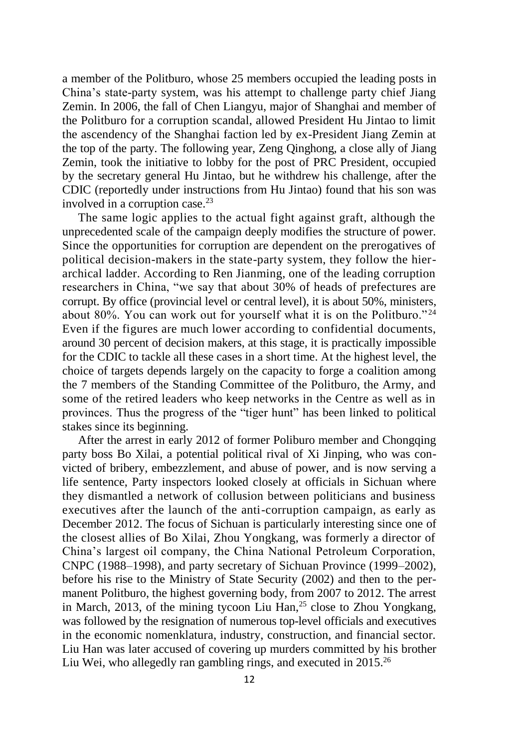a member of the Politburo, whose 25 members occupied the leading posts in China's state-party system, was his attempt to challenge party chief Jiang Zemin. In 2006, the fall of Chen Liangyu, major of Shanghai and member of the Politburo for a corruption scandal, allowed President Hu Jintao to limit the ascendency of the Shanghai faction led by ex-President Jiang Zemin at the top of the party. The following year, Zeng Qinghong, a close ally of Jiang Zemin, took the initiative to lobby for the post of PRC President, occupied by the secretary general Hu Jintao, but he withdrew his challenge, after the CDIC (reportedly under instructions from Hu Jintao) found that his son was involved in a corruption case.[23]

The same logic applies to the actual fight against graft, although the unprecedented scale of the campaign deeply modifies the structure of power. Since the opportunities for corruption are dependent on the prerogatives of political decision-makers in the state-party system, they follow the hierarchical ladder. According to Ren Jianming, one of the leading corruption researchers in China, "we say that about 30% of heads of prefectures are corrupt. By office (provincial level or central level), it is about 50%, ministers, about 80%. You can work out for yourself what it is on the Politburo."[24] Even if the figures are much lower according to confidential documents, around 30 percent of decision makers, at this stage, it is practically impossible for the CDIC to tackle all these cases in a short time. At the highest level, the choice of targets depends largely on the capacity to forge a coalition among the 7 members of the Standing Committee of the Politburo, the Army, and some of the retired leaders who keep networks in the Centre as well as in provinces. Thus the progress of the "tiger hunt" has been linked to political stakes since its beginning.

After the arrest in early 2012 of former Poliburo member and Chongqing party boss Bo Xilai, a potential political rival of Xi Jinping, who was convicted of bribery, embezzlement, and abuse of power, and is now serving a life sentence, Party inspectors looked closely at officials in Sichuan where they dismantled a network of collusion between politicians and business executives after the launch of the anti-corruption campaign, as early as December 2012. The focus of Sichuan is particularly interesting since one of the closest allies of Bo Xilai, Zhou Yongkang, was formerly a director of China's largest oil company, the China National Petroleum Corporation, CNPC (1988–1998), and party secretary of Sichuan Province (1999–2002), before his rise to the Ministry of State Security (2002) and then to the permanent Politburo, the highest governing body, from 2007 to 2012. The arrest in March, 2013, of the mining tycoon Liu Han,[25] close to Zhou Yongkang, was followed by the resignation of numerous top-level officials and executives in the economic nomenklatura, industry, construction, and financial sector. Liu Han was later accused of covering up murders committed by his brother Liu Wei, who allegedly ran gambling rings, and executed in 2015.[26]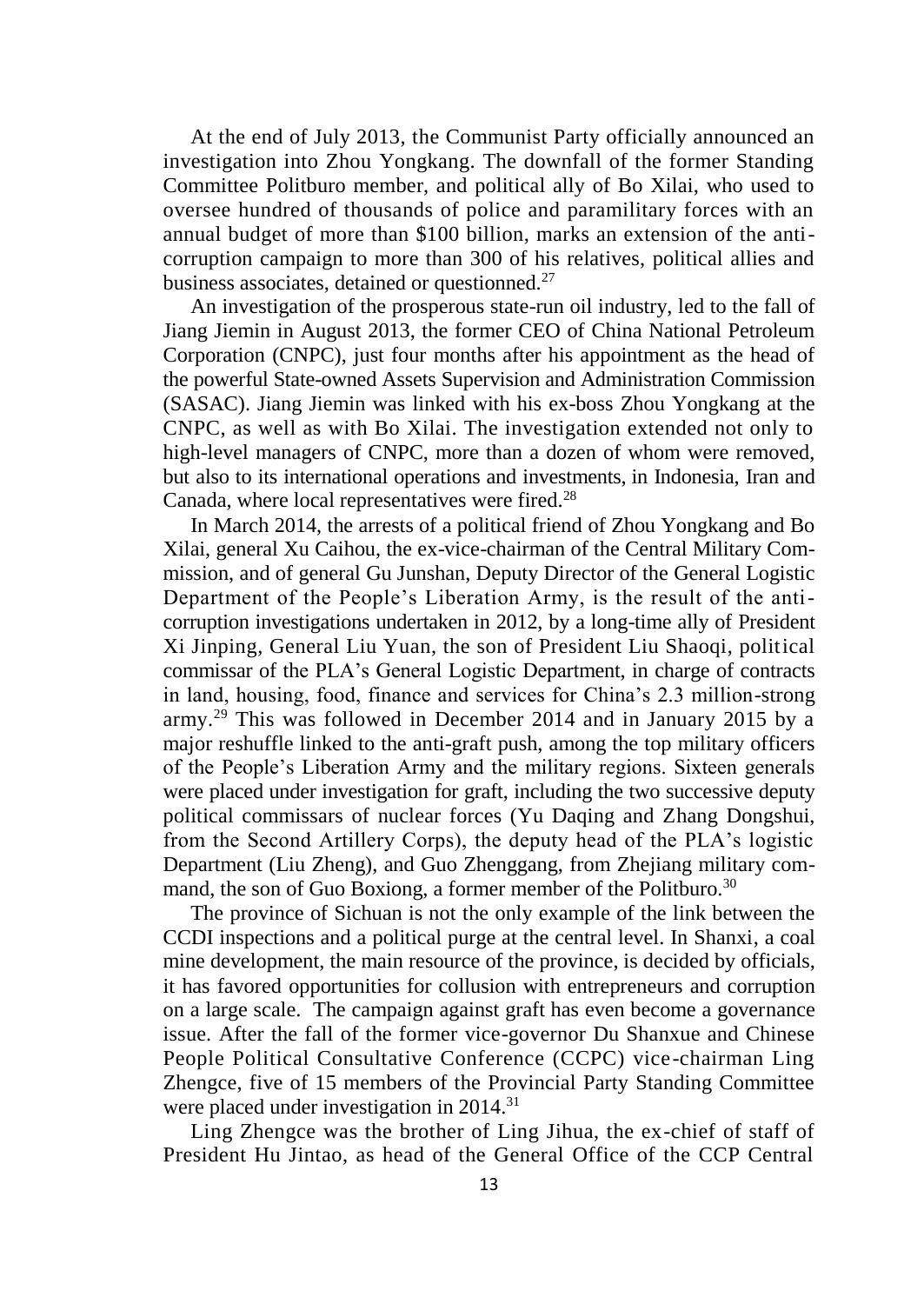At the end of July 2013, the Communist Party officially announced an investigation into Zhou Yongkang. The downfall of the former Standing Committee Politburo member, and political ally of Bo Xilai, who used to oversee hundred of thousands of police and paramilitary forces with an annual budget of more than $100 billion, marks an extension of the anti-corruption campaign to more than 300 of his relatives, political allies and business associates, detained or questionned.[27]

An investigation of the prosperous state-run oil industry, led to the fall of Jiang Jiemin in August 2013, the former CEO of China National Petroleum Corporation (CNPC), just four months after his appointment as the head of the powerful State-owned Assets Supervision and Administration Commission (SASAC). Jiang Jiemin was linked with his ex-boss Zhou Yongkang at the CNPC, as well as with Bo Xilai. The investigation extended not only to high-level managers of CNPC, more than a dozen of whom were removed, but also to its international operations and investments, in Indonesia, Iran and Canada, where local representatives were fired.[28]

In March 2014, the arrests of a political friend of Zhou Yongkang and Bo Xilai, general Xu Caihou, the ex-vice-chairman of the Central Military Commission, and of general Gu Junshan, Deputy Director of the General Logistic Department of the People's Liberation Army, is the result of the anti-corruption investigations undertaken in 2012, by a long-time ally of President Xi Jinping, General Liu Yuan, the son of President Liu Shaoqi, political commissar of the PLA's General Logistic Department, in charge of contracts in land, housing, food, finance and services for China's 2.3 million-strong army.[29] This was followed in December 2014 and in January 2015 by a major reshuffle linked to the anti-graft push, among the top military officers of the People's Liberation Army and the military regions. Sixteen generals were placed under investigation for graft, including the two successive deputy political commissars of nuclear forces (Yu Daqing and Zhang Dongshui, from the Second Artillery Corps), the deputy head of the PLA's logistic Department (Liu Zheng), and Guo Zhenggang, from Zhejiang military command, the son of Guo Boxiong, a former member of the Politburo.[30]

The province of Sichuan is not the only example of the link between the CCDI inspections and a political purge at the central level. In Shanxi, a coal mine development, the main resource of the province, is decided by officials, it has favored opportunities for collusion with entrepreneurs and corruption on a large scale. The campaign against graft has even become a governance issue. After the fall of the former vice-governor Du Shanxue and Chinese People Political Consultative Conference (CCPC) vice-chairman Ling Zhengce, five of 15 members of the Provincial Party Standing Committee were placed under investigation in 2014.[31]

Ling Zhengce was the brother of Ling Jihua, the ex-chief of staff of President Hu Jintao, as head of the General Office of the CCP Central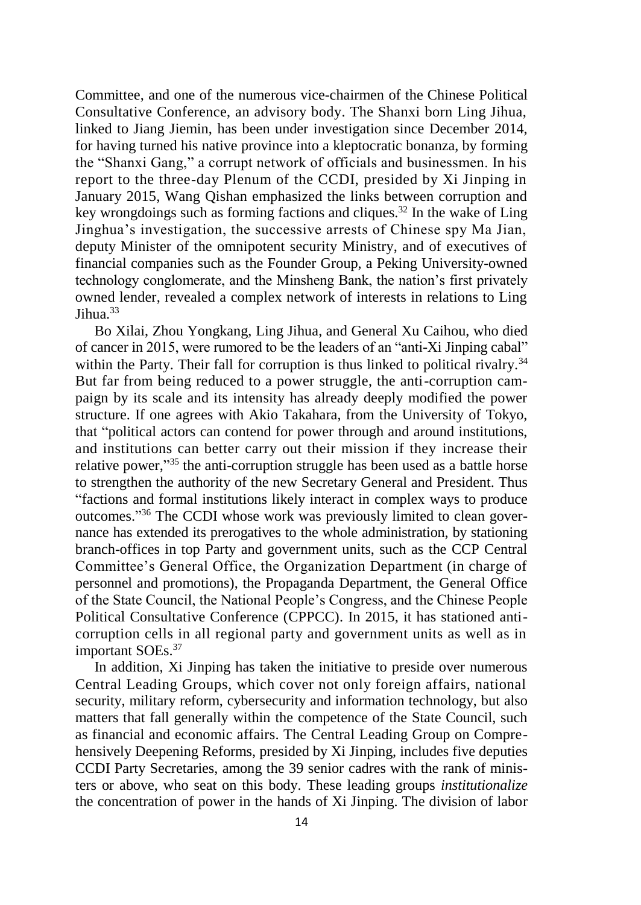Committee, and one of the numerous vice-chairmen of the Chinese Political Consultative Conference, an advisory body. The Shanxi born Ling Jihua, linked to Jiang Jiemin, has been under investigation since December 2014, for having turned his native province into a kleptocratic bonanza, by forming the "Shanxi Gang," a corrupt network of officials and businessmen. In his report to the three-day Plenum of the CCDI, presided by Xi Jinping in January 2015, Wang Qishan emphasized the links between corruption and key wrongdoings such as forming factions and cliques.[32] In the wake of Ling Jinghua's investigation, the successive arrests of Chinese spy Ma Jian, deputy Minister of the omnipotent security Ministry, and of executives of financial companies such as the Founder Group, a Peking University-owned technology conglomerate, and the Minsheng Bank, the nation's first privately owned lender, revealed a complex network of interests in relations to Ling Jihua.[33]

Bo Xilai, Zhou Yongkang, Ling Jihua, and General Xu Caihou, who died of cancer in 2015, were rumored to be the leaders of an "anti-Xi Jinping cabal" within the Party. Their fall for corruption is thus linked to political rivalry.[34] But far from being reduced to a power struggle, the anti-corruption campaign by its scale and its intensity has already deeply modified the power structure. If one agrees with Akio Takahara, from the University of Tokyo, that "political actors can contend for power through and around institutions, and institutions can better carry out their mission if they increase their relative power,"[35] the anti-corruption struggle has been used as a battle horse to strengthen the authority of the new Secretary General and President. Thus "factions and formal institutions likely interact in complex ways to produce outcomes."[36] The CCDI whose work was previously limited to clean governance has extended its prerogatives to the whole administration, by stationing branch-offices in top Party and government units, such as the CCP Central Committee's General Office, the Organization Department (in charge of personnel and promotions), the Propaganda Department, the General Office of the State Council, the National People's Congress, and the Chinese People Political Consultative Conference (CPPCC). In 2015, it has stationed anti-corruption cells in all regional party and government units as well as in important SOEs.[37]

In addition, Xi Jinping has taken the initiative to preside over numerous Central Leading Groups, which cover not only foreign affairs, national security, military reform, cybersecurity and information technology, but also matters that fall generally within the competence of the State Council, such as financial and economic affairs. The Central Leading Group on Comprehensively Deepening Reforms, presided by Xi Jinping, includes five deputies CCDI Party Secretaries, among the 39 senior cadres with the rank of ministers or above, who seat on this body. These leading groups *institutionalize* the concentration of power in the hands of Xi Jinping. The division of labor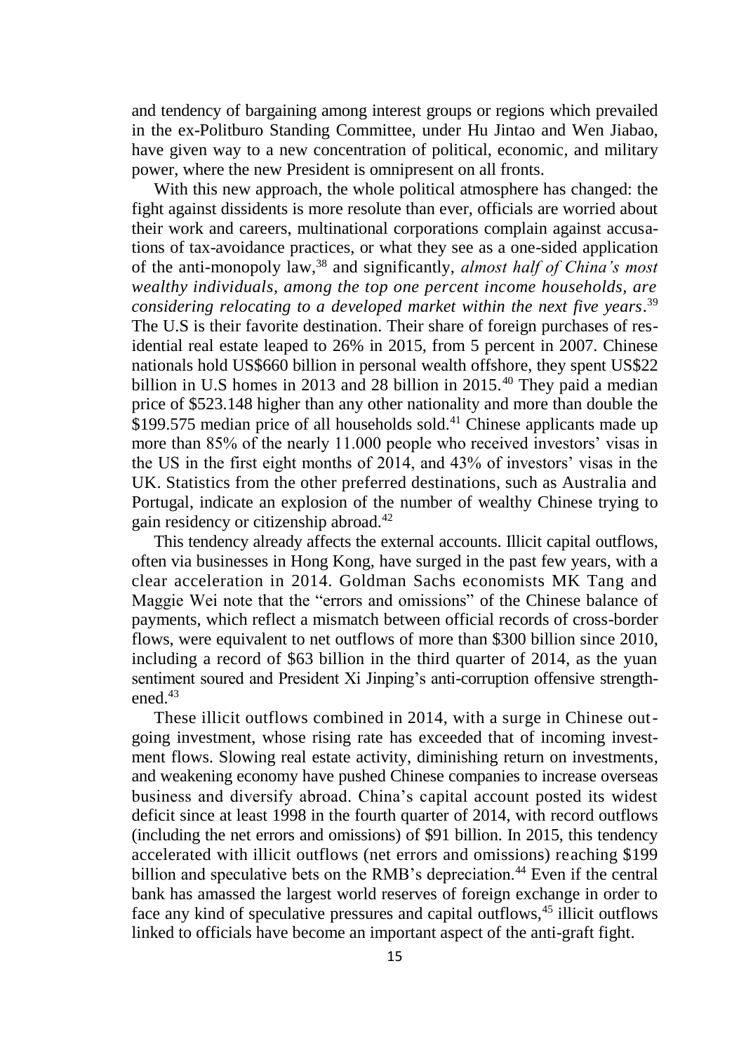and tendency of bargaining among interest groups or regions which prevailed in the ex-Politburo Standing Committee, under Hu Jintao and Wen Jiabao, have given way to a new concentration of political, economic, and military power, where the new President is omnipresent on all fronts.

With this new approach, the whole political atmosphere has changed: the fight against dissidents is more resolute than ever, officials are worried about their work and careers, multinational corporations complain against accusations of tax-avoidance practices, or what they see as a one-sided application of the anti-monopoly law,[38] and significantly, *almost half of China's most wealthy individuals, among the top one percent income households, are considering relocating to a developed market within the next five years*.[39] The U.S is their favorite destination. Their share of foreign purchases of residential real estate leaped to 26% in 2015, from 5 percent in 2007. Chinese nationals hold US$660 billion in personal wealth offshore, they spent US$22 billion in U.S homes in 2013 and 28 billion in 2015.[40] They paid a median price of $523.148 higher than any other nationality and more than double the $199.575 median price of all households sold.[41] Chinese applicants made up more than 85% of the nearly 11.000 people who received investors' visas in the US in the first eight months of 2014, and 43% of investors' visas in the UK. Statistics from the other preferred destinations, such as Australia and Portugal, indicate an explosion of the number of wealthy Chinese trying to gain residency or citizenship abroad.[42]

This tendency already affects the external accounts. Illicit capital outflows, often via businesses in Hong Kong, have surged in the past few years, with a clear acceleration in 2014. Goldman Sachs economists MK Tang and Maggie Wei note that the "errors and omissions" of the Chinese balance of payments, which reflect a mismatch between official records of cross-border flows, were equivalent to net outflows of more than $300 billion since 2010, including a record of $63 billion in the third quarter of 2014, as the yuan sentiment soured and President Xi Jinping's anti-corruption offensive strengthened.[43]

These illicit outflows combined in 2014, with a surge in Chinese outgoing investment, whose rising rate has exceeded that of incoming investment flows. Slowing real estate activity, diminishing return on investments, and weakening economy have pushed Chinese companies to increase overseas business and diversify abroad. China's capital account posted its widest deficit since at least 1998 in the fourth quarter of 2014, with record outflows (including the net errors and omissions) of $91 billion. In 2015, this tendency accelerated with illicit outflows (net errors and omissions) reaching $199 billion and speculative bets on the RMB's depreciation.[44] Even if the central bank has amassed the largest world reserves of foreign exchange in order to face any kind of speculative pressures and capital outflows,[45] illicit outflows linked to officials have become an important aspect of the anti-graft fight.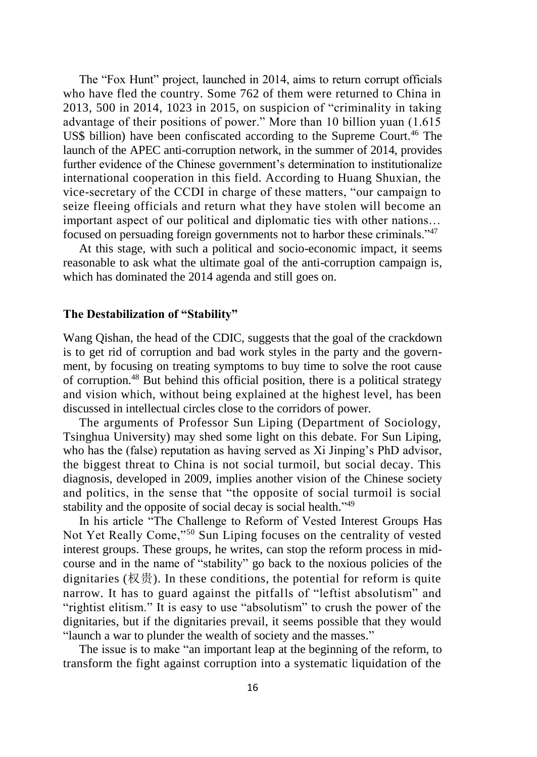The "Fox Hunt" project, launched in 2014, aims to return corrupt officials who have fled the country. Some 762 of them were returned to China in 2013, 500 in 2014, 1023 in 2015, on suspicion of "criminality in taking advantage of their positions of power." More than 10 billion yuan (1.615 US$ billion) have been confiscated according to the Supreme Court.[46] The launch of the APEC anti-corruption network, in the summer of 2014, provides further evidence of the Chinese government's determination to institutionalize international cooperation in this field. According to Huang Shuxian, the vice-secretary of the CCDI in charge of these matters, "our campaign to seize fleeing officials and return what they have stolen will become an important aspect of our political and diplomatic ties with other nations… focused on persuading foreign governments not to harbor these criminals."[47]

At this stage, with such a political and socio-economic impact, it seems reasonable to ask what the ultimate goal of the anti-corruption campaign is, which has dominated the 2014 agenda and still goes on.

### The Destabilization of "Stability"

Wang Qishan, the head of the CDIC, suggests that the goal of the crackdown is to get rid of corruption and bad work styles in the party and the government, by focusing on treating symptoms to buy time to solve the root cause of corruption.[48] But behind this official position, there is a political strategy and vision which, without being explained at the highest level, has been discussed in intellectual circles close to the corridors of power.

The arguments of Professor Sun Liping (Department of Sociology, Tsinghua University) may shed some light on this debate. For Sun Liping, who has the (false) reputation as having served as Xi Jinping's PhD advisor, the biggest threat to China is not social turmoil, but social decay. This diagnosis, developed in 2009, implies another vision of the Chinese society and politics, in the sense that "the opposite of social turmoil is social stability and the opposite of social decay is social health."[49]

In his article "The Challenge to Reform of Vested Interest Groups Has Not Yet Really Come,"[50] Sun Liping focuses on the centrality of vested interest groups. These groups, he writes, can stop the reform process in mid-course and in the name of "stability" go back to the noxious policies of the dignitaries (权贵). In these conditions, the potential for reform is quite narrow. It has to guard against the pitfalls of "leftist absolutism" and "rightist elitism." It is easy to use "absolutism" to crush the power of the dignitaries, but if the dignitaries prevail, it seems possible that they would "launch a war to plunder the wealth of society and the masses."

The issue is to make "an important leap at the beginning of the reform, to transform the fight against corruption into a systematic liquidation of the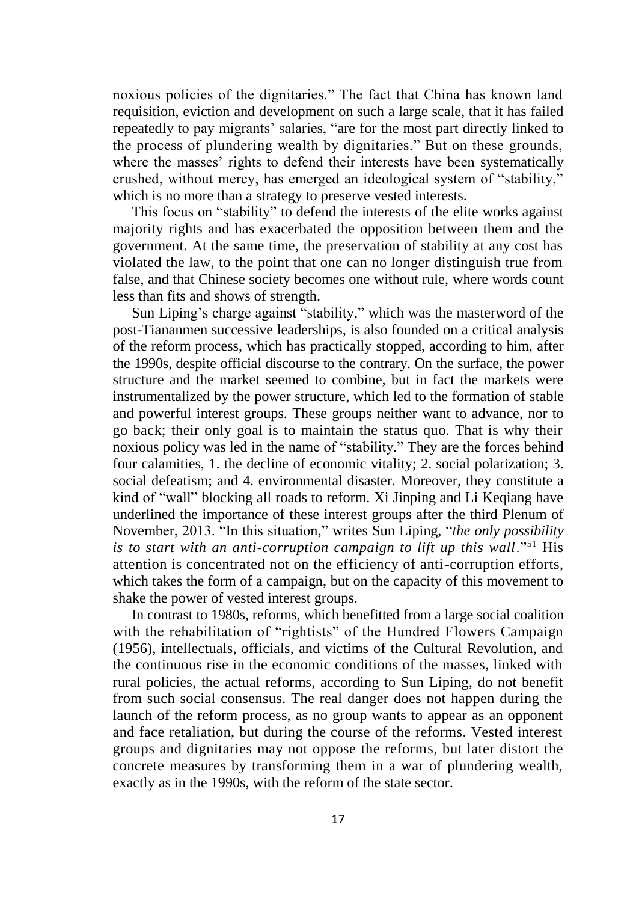noxious policies of the dignitaries." The fact that China has known land requisition, eviction and development on such a large scale, that it has failed repeatedly to pay migrants' salaries, "are for the most part directly linked to the process of plundering wealth by dignitaries." But on these grounds, where the masses' rights to defend their interests have been systematically crushed, without mercy, has emerged an ideological system of "stability," which is no more than a strategy to preserve vested interests.

This focus on "stability" to defend the interests of the elite works against majority rights and has exacerbated the opposition between them and the government. At the same time, the preservation of stability at any cost has violated the law, to the point that one can no longer distinguish true from false, and that Chinese society becomes one without rule, where words count less than fits and shows of strength.

Sun Liping's charge against "stability," which was the masterword of the post-Tiananmen successive leaderships, is also founded on a critical analysis of the reform process, which has practically stopped, according to him, after the 1990s, despite official discourse to the contrary. On the surface, the power structure and the market seemed to combine, but in fact the markets were instrumentalized by the power structure, which led to the formation of stable and powerful interest groups. These groups neither want to advance, nor to go back; their only goal is to maintain the status quo. That is why their noxious policy was led in the name of "stability." They are the forces behind four calamities, 1. the decline of economic vitality; 2. social polarization; 3. social defeatism; and 4. environmental disaster. Moreover, they constitute a kind of "wall" blocking all roads to reform. Xi Jinping and Li Keqiang have underlined the importance of these interest groups after the third Plenum of November, 2013. "In this situation," writes Sun Liping, "*the only possibility is to start with an anti-corruption campaign to lift up this wall*."[51] His attention is concentrated not on the efficiency of anti-corruption efforts, which takes the form of a campaign, but on the capacity of this movement to shake the power of vested interest groups.

In contrast to 1980s, reforms, which benefitted from a large social coalition with the rehabilitation of "rightists" of the Hundred Flowers Campaign (1956), intellectuals, officials, and victims of the Cultural Revolution, and the continuous rise in the economic conditions of the masses, linked with rural policies, the actual reforms, according to Sun Liping, do not benefit from such social consensus. The real danger does not happen during the launch of the reform process, as no group wants to appear as an opponent and face retaliation, but during the course of the reforms. Vested interest groups and dignitaries may not oppose the reforms, but later distort the concrete measures by transforming them in a war of plundering wealth, exactly as in the 1990s, with the reform of the state sector.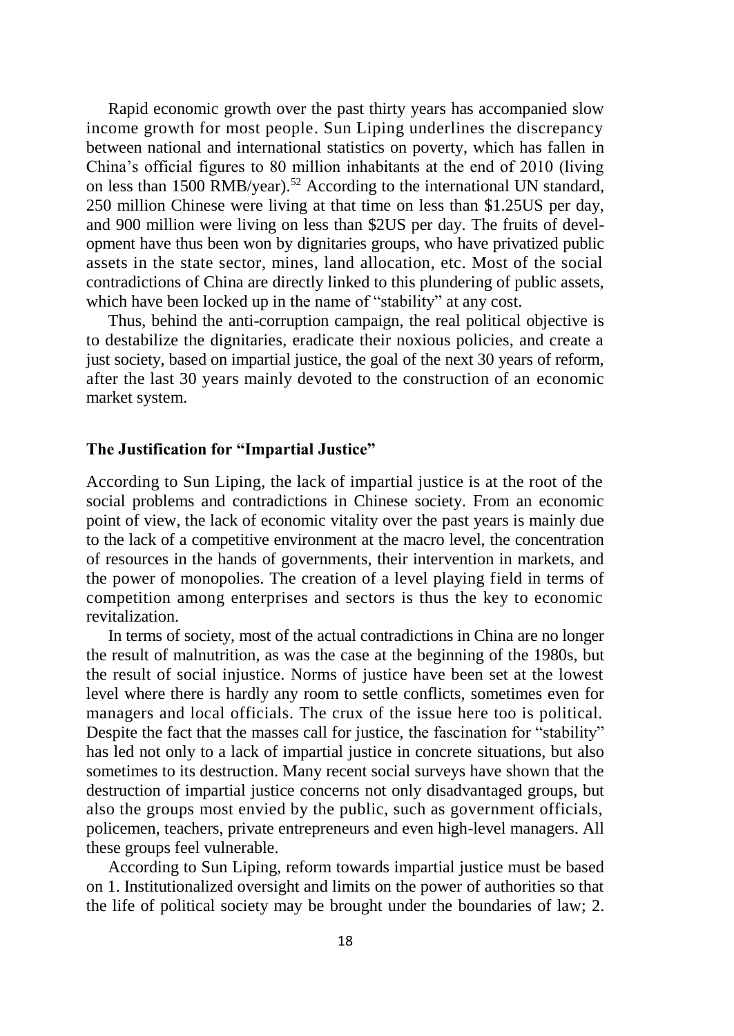Rapid economic growth over the past thirty years has accompanied slow income growth for most people. Sun Liping underlines the discrepancy between national and international statistics on poverty, which has fallen in China's official figures to 80 million inhabitants at the end of 2010 (living on less than 1500 RMB/year).[52] According to the international UN standard, 250 million Chinese were living at that time on less than $1.25US per day, and 900 million were living on less than $2US per day. The fruits of development have thus been won by dignitaries groups, who have privatized public assets in the state sector, mines, land allocation, etc. Most of the social contradictions of China are directly linked to this plundering of public assets, which have been locked up in the name of "stability" at any cost.

Thus, behind the anti-corruption campaign, the real political objective is to destabilize the dignitaries, eradicate their noxious policies, and create a just society, based on impartial justice, the goal of the next 30 years of reform, after the last 30 years mainly devoted to the construction of an economic market system.

### The Justification for "Impartial Justice"

According to Sun Liping, the lack of impartial justice is at the root of the social problems and contradictions in Chinese society. From an economic point of view, the lack of economic vitality over the past years is mainly due to the lack of a competitive environment at the macro level, the concentration of resources in the hands of governments, their intervention in markets, and the power of monopolies. The creation of a level playing field in terms of competition among enterprises and sectors is thus the key to economic revitalization.

In terms of society, most of the actual contradictions in China are no longer the result of malnutrition, as was the case at the beginning of the 1980s, but the result of social injustice. Norms of justice have been set at the lowest level where there is hardly any room to settle conflicts, sometimes even for managers and local officials. The crux of the issue here too is political. Despite the fact that the masses call for justice, the fascination for "stability" has led not only to a lack of impartial justice in concrete situations, but also sometimes to its destruction. Many recent social surveys have shown that the destruction of impartial justice concerns not only disadvantaged groups, but also the groups most envied by the public, such as government officials, policemen, teachers, private entrepreneurs and even high-level managers. All these groups feel vulnerable.

According to Sun Liping, reform towards impartial justice must be based on 1. Institutionalized oversight and limits on the power of authorities so that the life of political society may be brought under the boundaries of law; 2.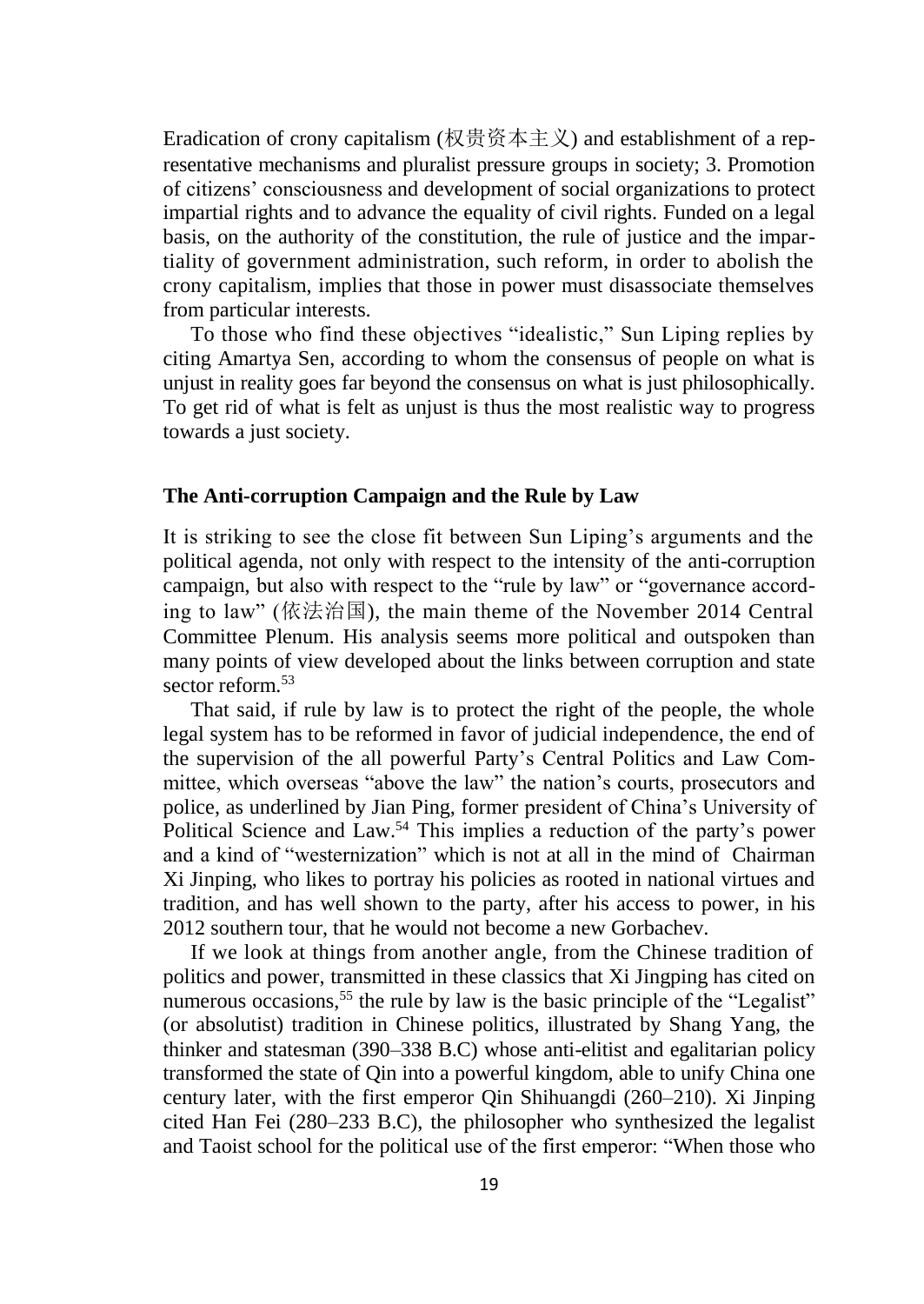Eradication of crony capitalism (权贵资本主义) and establishment of a representative mechanisms and pluralist pressure groups in society; 3. Promotion of citizens' consciousness and development of social organizations to protect impartial rights and to advance the equality of civil rights. Funded on a legal basis, on the authority of the constitution, the rule of justice and the impartiality of government administration, such reform, in order to abolish the crony capitalism, implies that those in power must disassociate themselves from particular interests.

To those who find these objectives "idealistic," Sun Liping replies by citing Amartya Sen, according to whom the consensus of people on what is unjust in reality goes far beyond the consensus on what is just philosophically. To get rid of what is felt as unjust is thus the most realistic way to progress towards a just society.

## The Anti-corruption Campaign and the Rule by Law

It is striking to see the close fit between Sun Liping's arguments and the political agenda, not only with respect to the intensity of the anti-corruption campaign, but also with respect to the "rule by law" or "governance according to law" (依法治国), the main theme of the November 2014 Central Committee Plenum. His analysis seems more political and outspoken than many points of view developed about the links between corruption and state sector reform.[53]

That said, if rule by law is to protect the right of the people, the whole legal system has to be reformed in favor of judicial independence, the end of the supervision of the all powerful Party's Central Politics and Law Committee, which overseas "above the law" the nation's courts, prosecutors and police, as underlined by Jian Ping, former president of China's University of Political Science and Law.[54] This implies a reduction of the party's power and a kind of "westernization" which is not at all in the mind of Chairman Xi Jinping, who likes to portray his policies as rooted in national virtues and tradition, and has well shown to the party, after his access to power, in his 2012 southern tour, that he would not become a new Gorbachev.

If we look at things from another angle, from the Chinese tradition of politics and power, transmitted in these classics that Xi Jingping has cited on numerous occasions,[55] the rule by law is the basic principle of the "Legalist" (or absolutist) tradition in Chinese politics, illustrated by Shang Yang, the thinker and statesman (390–338 B.C) whose anti-elitist and egalitarian policy transformed the state of Qin into a powerful kingdom, able to unify China one century later, with the first emperor Qin Shihuangdi (260–210). Xi Jinping cited Han Fei (280–233 B.C), the philosopher who synthesized the legalist and Taoist school for the political use of the first emperor: "When those who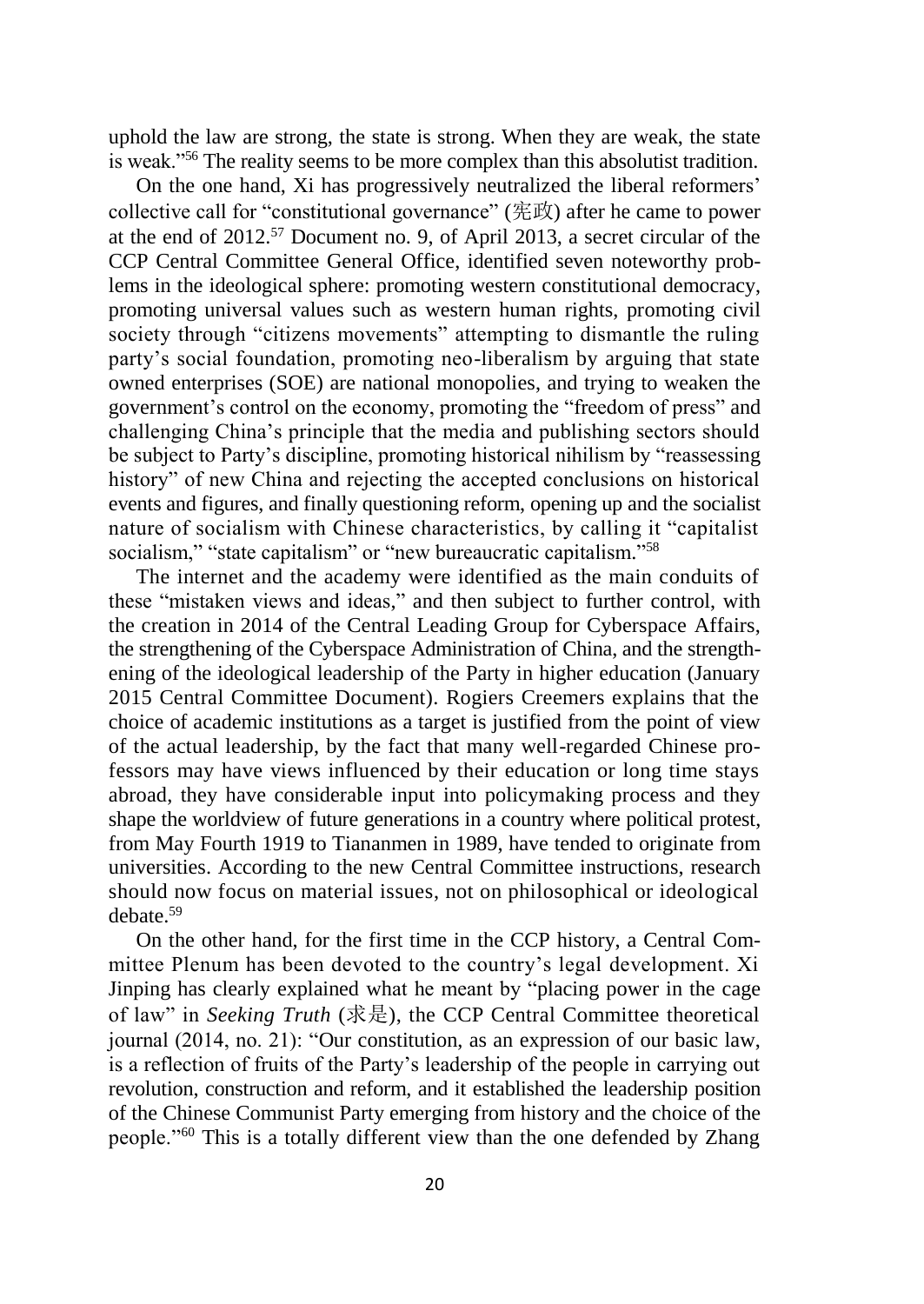uphold the law are strong, the state is strong. When they are weak, the state is weak."[56] The reality seems to be more complex than this absolutist tradition.

On the one hand, Xi has progressively neutralized the liberal reformers' collective call for "constitutional governance" (宪政) after he came to power at the end of 2012.[57] Document no. 9, of April 2013, a secret circular of the CCP Central Committee General Office, identified seven noteworthy problems in the ideological sphere: promoting western constitutional democracy, promoting universal values such as western human rights, promoting civil society through "citizens movements" attempting to dismantle the ruling party's social foundation, promoting neo-liberalism by arguing that state owned enterprises (SOE) are national monopolies, and trying to weaken the government's control on the economy, promoting the "freedom of press" and challenging China's principle that the media and publishing sectors should be subject to Party's discipline, promoting historical nihilism by "reassessing history" of new China and rejecting the accepted conclusions on historical events and figures, and finally questioning reform, opening up and the socialist nature of socialism with Chinese characteristics, by calling it "capitalist socialism," "state capitalism" or "new bureaucratic capitalism."[58]

The internet and the academy were identified as the main conduits of these "mistaken views and ideas," and then subject to further control, with the creation in 2014 of the Central Leading Group for Cyberspace Affairs, the strengthening of the Cyberspace Administration of China, and the strengthening of the ideological leadership of the Party in higher education (January 2015 Central Committee Document). Rogiers Creemers explains that the choice of academic institutions as a target is justified from the point of view of the actual leadership, by the fact that many well-regarded Chinese professors may have views influenced by their education or long time stays abroad, they have considerable input into policymaking process and they shape the worldview of future generations in a country where political protest, from May Fourth 1919 to Tiananmen in 1989, have tended to originate from universities. According to the new Central Committee instructions, research should now focus on material issues, not on philosophical or ideological debate.[59]

On the other hand, for the first time in the CCP history, a Central Committee Plenum has been devoted to the country's legal development. Xi Jinping has clearly explained what he meant by "placing power in the cage of law" in *Seeking Truth* (求是), the CCP Central Committee theoretical journal (2014, no. 21): "Our constitution, as an expression of our basic law, is a reflection of fruits of the Party's leadership of the people in carrying out revolution, construction and reform, and it established the leadership position of the Chinese Communist Party emerging from history and the choice of the people."[60] This is a totally different view than the one defended by Zhang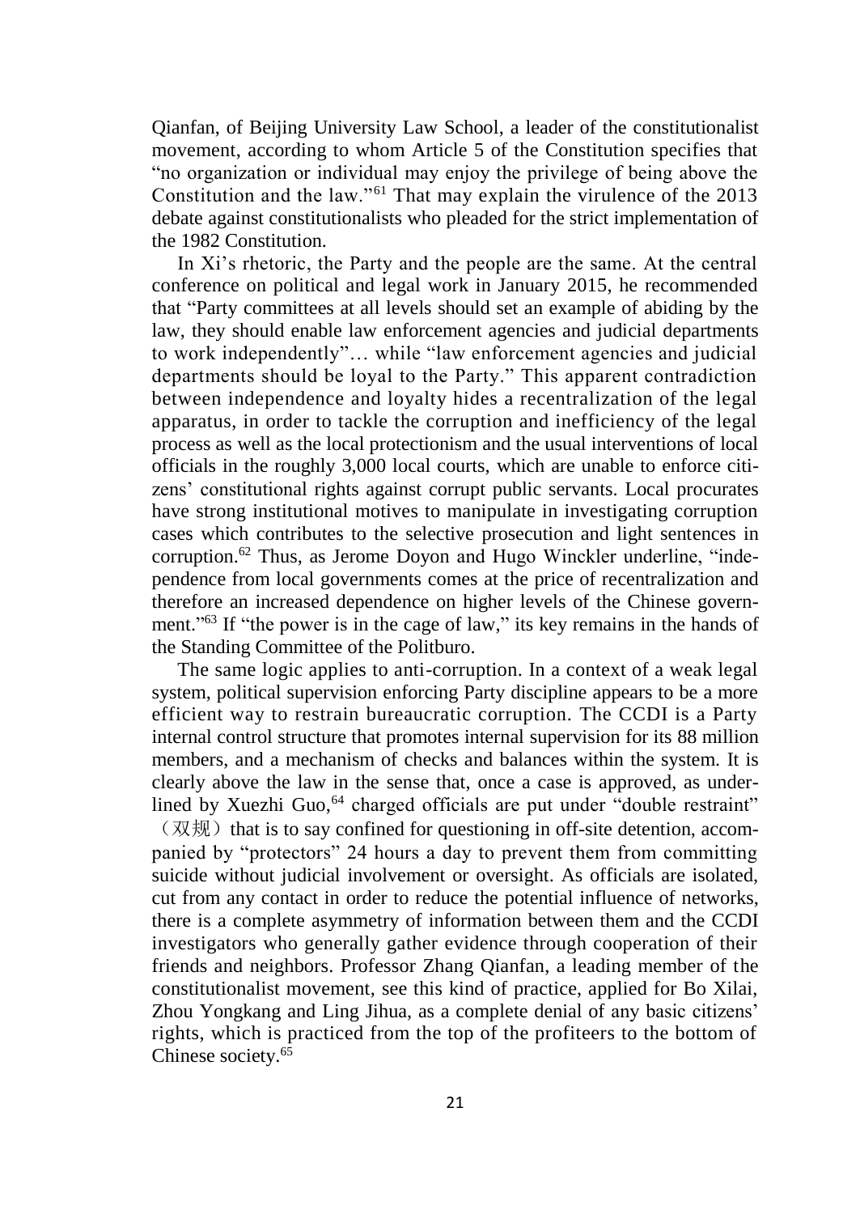Qianfan, of Beijing University Law School, a leader of the constitutionalist movement, according to whom Article 5 of the Constitution specifies that "no organization or individual may enjoy the privilege of being above the Constitution and the law."[61] That may explain the virulence of the 2013 debate against constitutionalists who pleaded for the strict implementation of the 1982 Constitution.

In Xi's rhetoric, the Party and the people are the same. At the central conference on political and legal work in January 2015, he recommended that "Party committees at all levels should set an example of abiding by the law, they should enable law enforcement agencies and judicial departments to work independently"… while "law enforcement agencies and judicial departments should be loyal to the Party." This apparent contradiction between independence and loyalty hides a recentralization of the legal apparatus, in order to tackle the corruption and inefficiency of the legal process as well as the local protectionism and the usual interventions of local officials in the roughly 3,000 local courts, which are unable to enforce citizens' constitutional rights against corrupt public servants. Local procurates have strong institutional motives to manipulate in investigating corruption cases which contributes to the selective prosecution and light sentences in corruption.[62] Thus, as Jerome Doyon and Hugo Winckler underline, "independence from local governments comes at the price of recentralization and therefore an increased dependence on higher levels of the Chinese government."[63] If "the power is in the cage of law," its key remains in the hands of the Standing Committee of the Politburo.

The same logic applies to anti-corruption. In a context of a weak legal system, political supervision enforcing Party discipline appears to be a more efficient way to restrain bureaucratic corruption. The CCDI is a Party internal control structure that promotes internal supervision for its 88 million members, and a mechanism of checks and balances within the system. It is clearly above the law in the sense that, once a case is approved, as underlined by Xuezhi Guo,[64] charged officials are put under "double restraint" （双规）that is to say confined for questioning in off-site detention, accompanied by "protectors" 24 hours a day to prevent them from committing suicide without judicial involvement or oversight. As officials are isolated, cut from any contact in order to reduce the potential influence of networks, there is a complete asymmetry of information between them and the CCDI investigators who generally gather evidence through cooperation of their friends and neighbors. Professor Zhang Qianfan, a leading member of the constitutionalist movement, see this kind of practice, applied for Bo Xilai, Zhou Yongkang and Ling Jihua, as a complete denial of any basic citizens' rights, which is practiced from the top of the profiteers to the bottom of Chinese society.[65]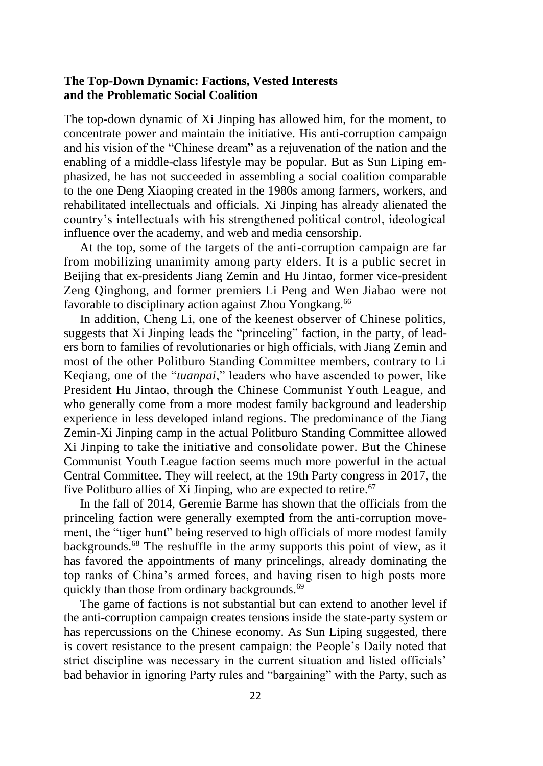## The Top-Down Dynamic: Factions, Vested Interests and the Problematic Social Coalition

The top-down dynamic of Xi Jinping has allowed him, for the moment, to concentrate power and maintain the initiative. His anti-corruption campaign and his vision of the "Chinese dream" as a rejuvenation of the nation and the enabling of a middle-class lifestyle may be popular. But as Sun Liping emphasized, he has not succeeded in assembling a social coalition comparable to the one Deng Xiaoping created in the 1980s among farmers, workers, and rehabilitated intellectuals and officials. Xi Jinping has already alienated the country's intellectuals with his strengthened political control, ideological influence over the academy, and web and media censorship.

At the top, some of the targets of the anti-corruption campaign are far from mobilizing unanimity among party elders. It is a public secret in Beijing that ex-presidents Jiang Zemin and Hu Jintao, former vice-president Zeng Qinghong, and former premiers Li Peng and Wen Jiabao were not favorable to disciplinary action against Zhou Yongkang.[66]

In addition, Cheng Li, one of the keenest observer of Chinese politics, suggests that Xi Jinping leads the "princeling" faction, in the party, of leaders born to families of revolutionaries or high officials, with Jiang Zemin and most of the other Politburo Standing Committee members, contrary to Li Keqiang, one of the "*tuanpai*," leaders who have ascended to power, like President Hu Jintao, through the Chinese Communist Youth League, and who generally come from a more modest family background and leadership experience in less developed inland regions. The predominance of the Jiang Zemin-Xi Jinping camp in the actual Politburo Standing Committee allowed Xi Jinping to take the initiative and consolidate power. But the Chinese Communist Youth League faction seems much more powerful in the actual Central Committee. They will reelect, at the 19th Party congress in 2017, the five Politburo allies of Xi Jinping, who are expected to retire.[67]

In the fall of 2014, Geremie Barme has shown that the officials from the princeling faction were generally exempted from the anti-corruption movement, the "tiger hunt" being reserved to high officials of more modest family backgrounds.[68] The reshuffle in the army supports this point of view, as it has favored the appointments of many princelings, already dominating the top ranks of China's armed forces, and having risen to high posts more quickly than those from ordinary backgrounds.[69]

The game of factions is not substantial but can extend to another level if the anti-corruption campaign creates tensions inside the state-party system or has repercussions on the Chinese economy. As Sun Liping suggested, there is covert resistance to the present campaign: the People's Daily noted that strict discipline was necessary in the current situation and listed officials' bad behavior in ignoring Party rules and "bargaining" with the Party, such as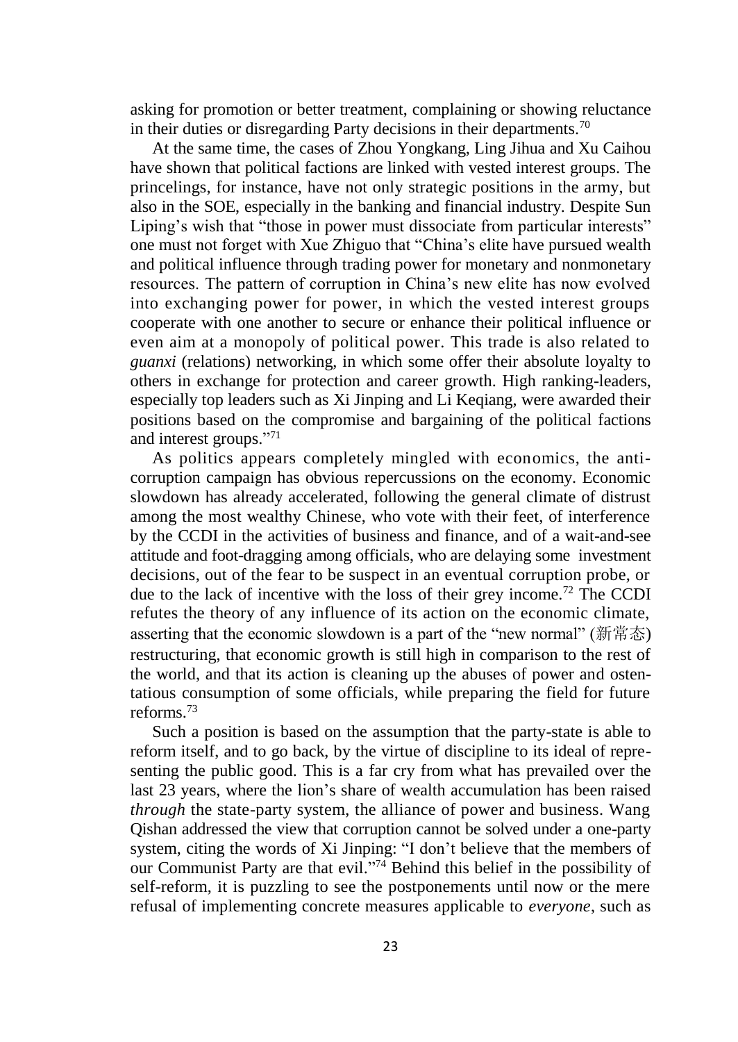asking for promotion or better treatment, complaining or showing reluctance in their duties or disregarding Party decisions in their departments.[70]

At the same time, the cases of Zhou Yongkang, Ling Jihua and Xu Caihou have shown that political factions are linked with vested interest groups. The princelings, for instance, have not only strategic positions in the army, but also in the SOE, especially in the banking and financial industry. Despite Sun Liping's wish that "those in power must dissociate from particular interests" one must not forget with Xue Zhiguo that "China's elite have pursued wealth and political influence through trading power for monetary and nonmonetary resources. The pattern of corruption in China's new elite has now evolved into exchanging power for power, in which the vested interest groups cooperate with one another to secure or enhance their political influence or even aim at a monopoly of political power. This trade is also related to *guanxi* (relations) networking, in which some offer their absolute loyalty to others in exchange for protection and career growth. High ranking-leaders, especially top leaders such as Xi Jinping and Li Keqiang, were awarded their positions based on the compromise and bargaining of the political factions and interest groups."[71]

As politics appears completely mingled with economics, the anti-corruption campaign has obvious repercussions on the economy. Economic slowdown has already accelerated, following the general climate of distrust among the most wealthy Chinese, who vote with their feet, of interference by the CCDI in the activities of business and finance, and of a wait-and-see attitude and foot-dragging among officials, who are delaying some investment decisions, out of the fear to be suspect in an eventual corruption probe, or due to the lack of incentive with the loss of their grey income.[72] The CCDI refutes the theory of any influence of its action on the economic climate, asserting that the economic slowdown is a part of the "new normal" (新常态) restructuring, that economic growth is still high in comparison to the rest of the world, and that its action is cleaning up the abuses of power and ostentatious consumption of some officials, while preparing the field for future reforms.[73]

Such a position is based on the assumption that the party-state is able to reform itself, and to go back, by the virtue of discipline to its ideal of representing the public good. This is a far cry from what has prevailed over the last 23 years, where the lion's share of wealth accumulation has been raised *through* the state-party system, the alliance of power and business. Wang Qishan addressed the view that corruption cannot be solved under a one-party system, citing the words of Xi Jinping: "I don't believe that the members of our Communist Party are that evil."[74] Behind this belief in the possibility of self-reform, it is puzzling to see the postponements until now or the mere refusal of implementing concrete measures applicable to *everyone*, such as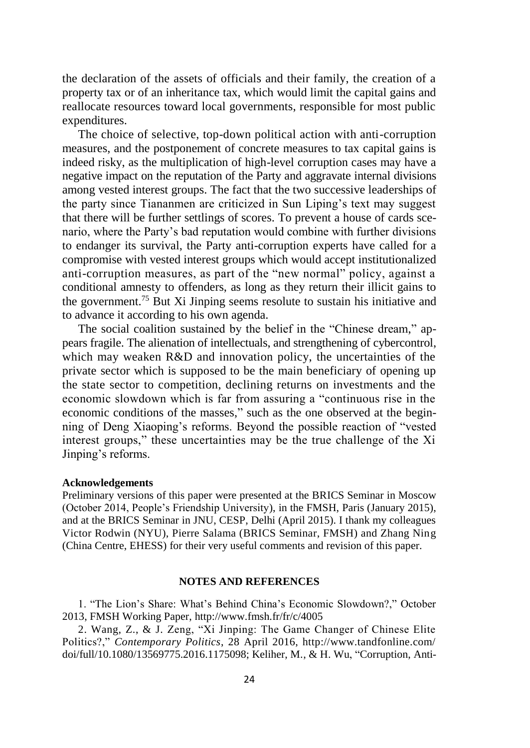the declaration of the assets of officials and their family, the creation of a property tax or of an inheritance tax, which would limit the capital gains and reallocate resources toward local governments, responsible for most public expenditures.

The choice of selective, top-down political action with anti-corruption measures, and the postponement of concrete measures to tax capital gains is indeed risky, as the multiplication of high-level corruption cases may have a negative impact on the reputation of the Party and aggravate internal divisions among vested interest groups. The fact that the two successive leaderships of the party since Tiananmen are criticized in Sun Liping's text may suggest that there will be further settlings of scores. To prevent a house of cards scenario, where the Party's bad reputation would combine with further divisions to endanger its survival, the Party anti-corruption experts have called for a compromise with vested interest groups which would accept institutionalized anti-corruption measures, as part of the "new normal" policy, against a conditional amnesty to offenders, as long as they return their illicit gains to the government.[75] But Xi Jinping seems resolute to sustain his initiative and to advance it according to his own agenda.

The social coalition sustained by the belief in the "Chinese dream," appears fragile. The alienation of intellectuals, and strengthening of cybercontrol, which may weaken R&D and innovation policy, the uncertainties of the private sector which is supposed to be the main beneficiary of opening up the state sector to competition, declining returns on investments and the economic slowdown which is far from assuring a "continuous rise in the economic conditions of the masses," such as the one observed at the beginning of Deng Xiaoping's reforms. Beyond the possible reaction of "vested interest groups," these uncertainties may be the true challenge of the Xi Jinping's reforms.

**Acknowledgements**

Preliminary versions of this paper were presented at the BRICS Seminar in Moscow (October 2014, People's Friendship University), in the FMSH, Paris (January 2015), and at the BRICS Seminar in JNU, CESP, Delhi (April 2015). I thank my colleagues Victor Rodwin (NYU), Pierre Salama (BRICS Seminar, FMSH) and Zhang Ning (China Centre, EHESS) for their very useful comments and revision of this paper.

## NOTES AND REFERENCES

1. "The Lion's Share: What's Behind China's Economic Slowdown?," October 2013, FMSH Working Paper, http://www.fmsh.fr/fr/c/4005

2. Wang, Z., & J. Zeng, "Xi Jinping: The Game Changer of Chinese Elite Politics?," *Contemporary Politics*, 28 April 2016, http://www.tandfonline.com/doi/full/10.1080/13569775.2016.1175098; Keliher, M., & H. Wu, "Corruption, Anti-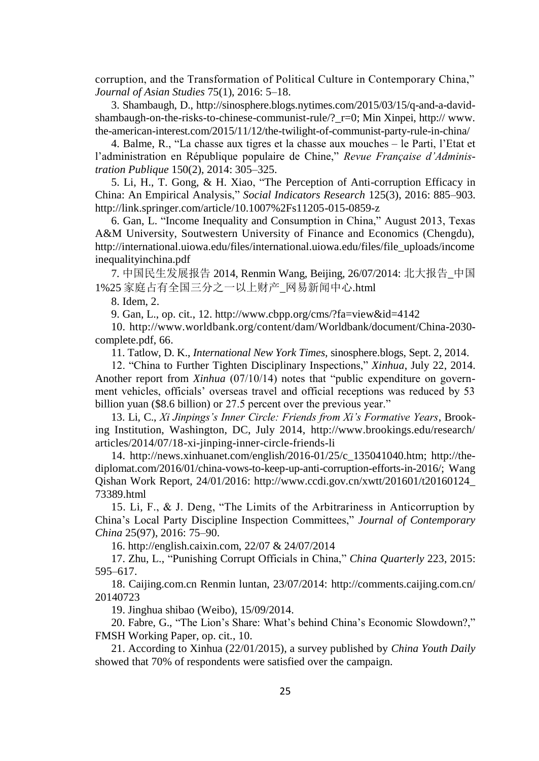corruption, and the Transformation of Political Culture in Contemporary China," *Journal of Asian Studies* 75(1), 2016: 5–18.

3. Shambaugh, D., http://sinosphere.blogs.nytimes.com/2015/03/15/q-and-a-david-shambaugh-on-the-risks-to-chinese-communist-rule/?_r=0; Min Xinpei, http:// www.the-american-interest.com/2015/11/12/the-twilight-of-communist-party-rule-in-china/

4. Balme, R., "La chasse aux tigres et la chasse aux mouches – le Parti, l'Etat et l'administration en République populaire de Chine," *Revue Française d'Administration Publique* 150(2), 2014: 305–325.

5. Li, H., T. Gong, & H. Xiao, "The Perception of Anti-corruption Efficacy in China: An Empirical Analysis," *Social Indicators Research* 125(3), 2016: 885–903. http://link.springer.com/article/10.1007%2Fs11205-015-0859-z

6. Gan, L. "Income Inequality and Consumption in China," August 2013, Texas A&M University, Soutwestern University of Finance and Economics (Chengdu), http://international.uiowa.edu/files/international.uiowa.edu/files/file_uploads/incomeinequalityinchina.pdf

7. 中国民生发展报告 2014, Renmin Wang, Beijing, 26/07/2014: 北大报告_中国1%25 家庭占有全国三分之一以上财产_网易新闻中心.html

8. Idem, 2.

9. Gan, L., op. cit., 12. http://www.cbpp.org/cms/?fa=view&id=4142

10. http://www.worldbank.org/content/dam/Worldbank/document/China-2030-complete.pdf, 66.

11. Tatlow, D. K., *International New York Times*, sinosphere.blogs, Sept. 2, 2014.

12. "China to Further Tighten Disciplinary Inspections," *Xinhua*, July 22, 2014. Another report from *Xinhua* (07/10/14) notes that "public expenditure on government vehicles, officials' overseas travel and official receptions was reduced by 53 billion yuan ($8.6 billion) or 27.5 percent over the previous year."

13. Li, C., *Xi Jinpings's Inner Circle: Friends from Xi's Formative Years*, Brooking Institution, Washington, DC, July 2014, http://www.brookings.edu/research/articles/2014/07/18-xi-jinping-inner-circle-friends-li

14. http://news.xinhuanet.com/english/2016-01/25/c_135041040.htm; http://thediplomat.com/2016/01/china-vows-to-keep-up-anti-corruption-efforts-in-2016/; Wang Qishan Work Report, 24/01/2016: http://www.ccdi.gov.cn/xwtt/201601/t20160124_73389.html

15. Li, F., & J. Deng, "The Limits of the Arbitrariness in Anticorruption by China's Local Party Discipline Inspection Committees," *Journal of Contemporary China* 25(97), 2016: 75–90.

16. http://english.caixin.com, 22/07 & 24/07/2014

17. Zhu, L., "Punishing Corrupt Officials in China," *China Quarterly* 223, 2015: 595–617.

18. Caijing.com.cn Renmin luntan, 23/07/2014: http://comments.caijing.com.cn/20140723

19. Jinghua shibao (Weibo), 15/09/2014.

20. Fabre, G., "The Lion's Share: What's behind China's Economic Slowdown?," FMSH Working Paper, op. cit., 10.

21. According to Xinhua (22/01/2015), a survey published by *China Youth Daily* showed that 70% of respondents were satisfied over the campaign.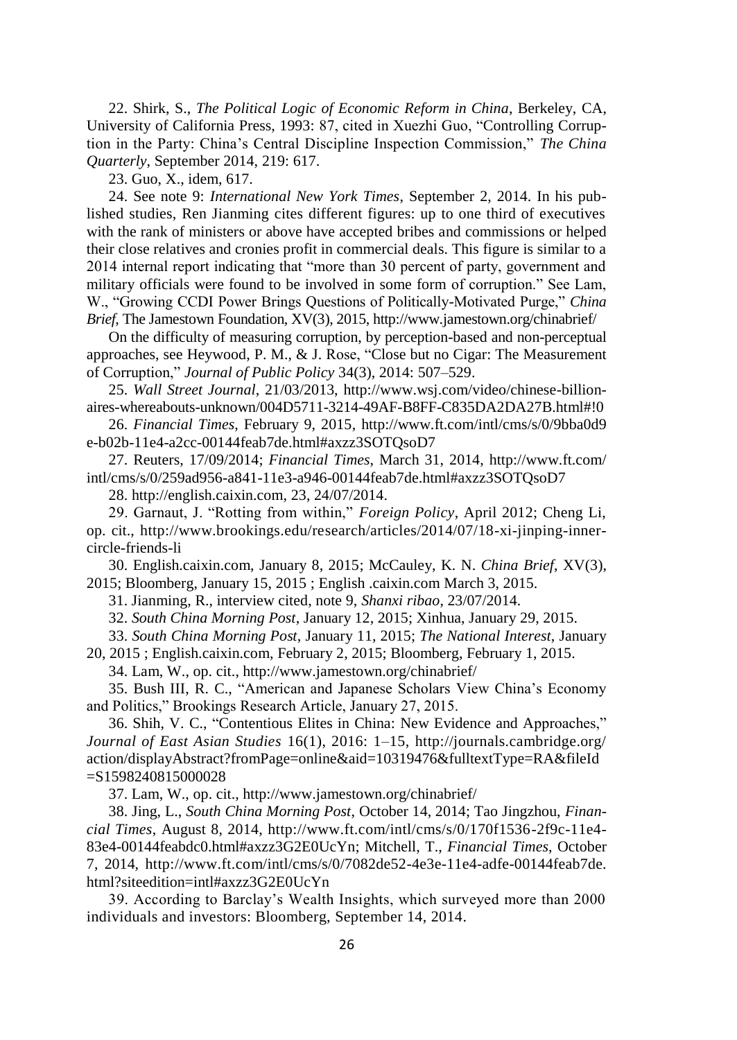22. Shirk, S., *The Political Logic of Economic Reform in China*, Berkeley, CA, University of California Press, 1993: 87, cited in Xuezhi Guo, "Controlling Corruption in the Party: China's Central Discipline Inspection Commission," *The China Quarterly*, September 2014, 219: 617.

23. Guo, X., idem, 617.

24. See note 9: *International New York Times*, September 2, 2014. In his published studies, Ren Jianming cites different figures: up to one third of executives with the rank of ministers or above have accepted bribes and commissions or helped their close relatives and cronies profit in commercial deals. This figure is similar to a 2014 internal report indicating that "more than 30 percent of party, government and military officials were found to be involved in some form of corruption." See Lam, W., "Growing CCDI Power Brings Questions of Politically-Motivated Purge," *China Brief*, The Jamestown Foundation, XV(3), 2015, http://www.jamestown.org/chinabrief/

On the difficulty of measuring corruption, by perception-based and non-perceptual approaches, see Heywood, P. M., & J. Rose, "Close but no Cigar: The Measurement of Corruption," *Journal of Public Policy* 34(3), 2014: 507–529.

25. *Wall Street Journal*, 21/03/2013, http://www.wsj.com/video/chinese-billionaires-whereabouts-unknown/004D5711-3214-49AF-B8FF-C835DA2DA27B.html#!0

26. *Financial Times*, February 9, 2015, http://www.ft.com/intl/cms/s/0/9bba0d9e-b02b-11e4-a2cc-00144feab7de.html#axzz3SOTQsoD7

27. Reuters, 17/09/2014; *Financial Times*, March 31, 2014, http://www.ft.com/intl/cms/s/0/259ad956-a841-11e3-a946-00144feab7de.html#axzz3SOTQsoD7

28. http://english.caixin.com, 23, 24/07/2014.

29. Garnaut, J. "Rotting from within," *Foreign Policy*, April 2012; Cheng Li, op. cit., http://www.brookings.edu/research/articles/2014/07/18-xi-jinping-inner-circle-friends-li

30. English.caixin.com, January 8, 2015; McCauley, K. N. *China Brief*, XV(3), 2015; Bloomberg, January 15, 2015 ; English .caixin.com March 3, 2015.

31. Jianming, R., interview cited, note 9, *Shanxi ribao*, 23/07/2014.

32. *South China Morning Post*, January 12, 2015; Xinhua, January 29, 2015.

33. *South China Morning Post*, January 11, 2015; *The National Interest*, January 20, 2015 ; English.caixin.com, February 2, 2015; Bloomberg, February 1, 2015.

34. Lam, W., op. cit., http://www.jamestown.org/chinabrief/

35. Bush III, R. C., "American and Japanese Scholars View China's Economy and Politics," Brookings Research Article, January 27, 2015.

36. Shih, V. C., "Contentious Elites in China: New Evidence and Approaches," *Journal of East Asian Studies* 16(1), 2016: 1–15, http://journals.cambridge.org/action/displayAbstract?fromPage=online&aid=10319476&fulltextType=RA&fileId=S1598240815000028

37. Lam, W., op. cit., http://www.jamestown.org/chinabrief/

38. Jing, L., *South China Morning Post*, October 14, 2014; Tao Jingzhou, *Financial Times*, August 8, 2014, http://www.ft.com/intl/cms/s/0/170f1536-2f9c-11e4-83e4-00144feabdc0.html#axzz3G2E0UcYn; Mitchell, T., *Financial Times*, October 7, 2014, http://www.ft.com/intl/cms/s/0/7082de52-4e3e-11e4-adfe-00144feab7de.html?siteedition=intl#axzz3G2E0UcYn

39. According to Barclay's Wealth Insights, which surveyed more than 2000 individuals and investors: Bloomberg, September 14, 2014.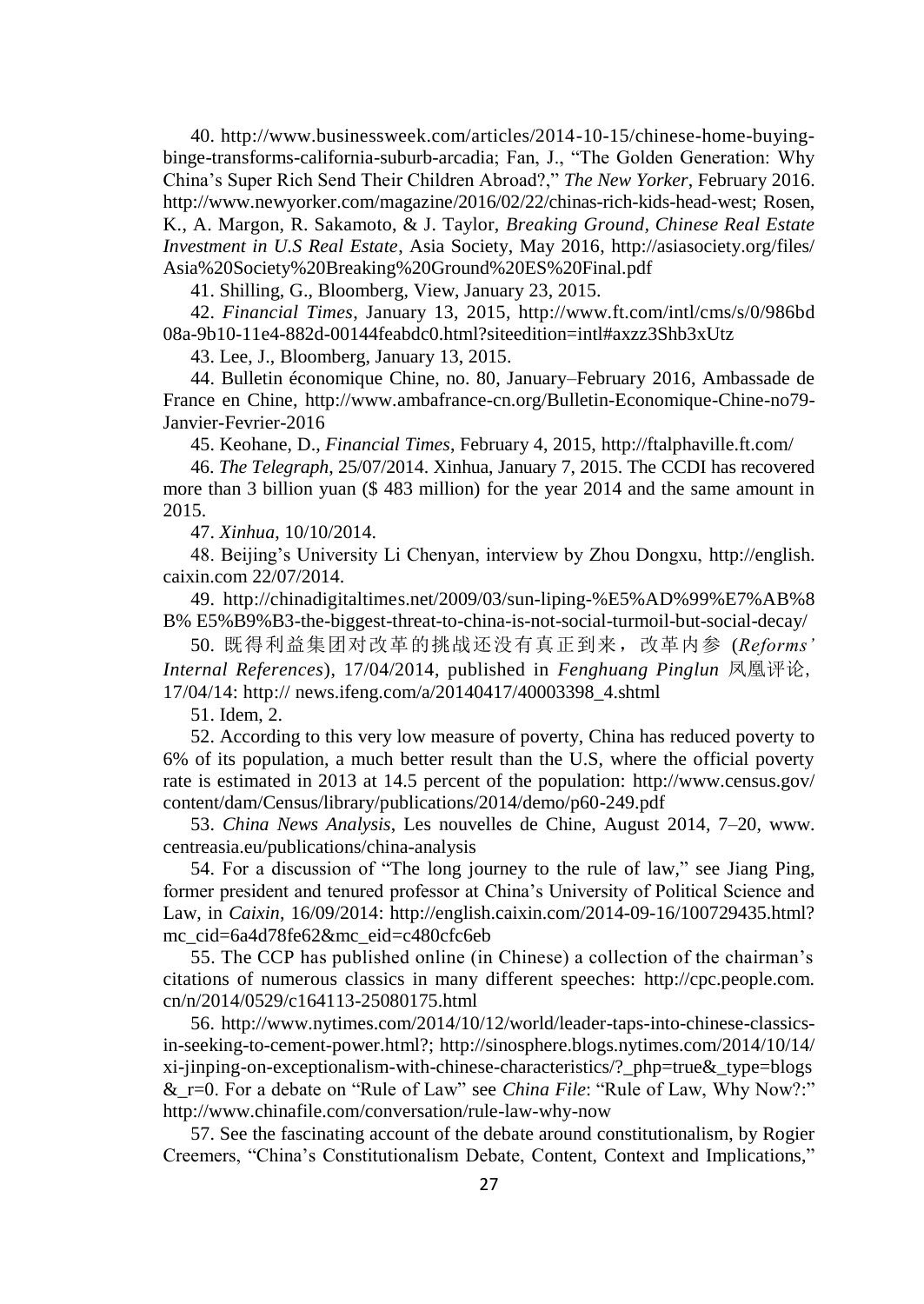40. http://www.businessweek.com/articles/2014-10-15/chinese-home-buying-binge-transforms-california-suburb-arcadia; Fan, J., "The Golden Generation: Why China's Super Rich Send Their Children Abroad?," *The New Yorker*, February 2016. http://www.newyorker.com/magazine/2016/02/22/chinas-rich-kids-head-west; Rosen, K., A. Margon, R. Sakamoto, & J. Taylor, *Breaking Ground, Chinese Real Estate Investment in U.S Real Estate*, Asia Society, May 2016, http://asiasociety.org/files/Asia%20Society%20Breaking%20Ground%20ES%20Final.pdf

41. Shilling, G., Bloomberg, View, January 23, 2015.

42. *Financial Times*, January 13, 2015, http://www.ft.com/intl/cms/s/0/986bd08a-9b10-11e4-882d-00144feabdc0.html?siteedition=intl#axzz3Shb3xUtz

43. Lee, J., Bloomberg, January 13, 2015.

44. Bulletin économique Chine, no. 80, January–February 2016, Ambassade de France en Chine, http://www.ambafrance-cn.org/Bulletin-Economique-Chine-no79-Janvier-Fevrier-2016

45. Keohane, D., *Financial Times*, February 4, 2015, http://ftalphaville.ft.com/

46. *The Telegraph*, 25/07/2014. Xinhua, January 7, 2015. The CCDI has recovered more than 3 billion yuan ($ 483 million) for the year 2014 and the same amount in 2015.

47. *Xinhua*, 10/10/2014.

48. Beijing's University Li Chenyan, interview by Zhou Dongxu, http://english.caixin.com 22/07/2014.

49. http://chinadigitaltimes.net/2009/03/sun-liping-%E5%AD%99%E7%AB%8B% E5%B9%B3-the-biggest-threat-to-china-is-not-social-turmoil-but-social-decay/

50. 既得利益集团对改革的挑战还没有真正到来，改革内参 (*Reforms' Internal References*), 17/04/2014, published in *Fenghuang Pinglun* 凤凰评论, 17/04/14: http:// news.ifeng.com/a/20140417/40003398_4.shtml

51. Idem, 2.

52. According to this very low measure of poverty, China has reduced poverty to 6% of its population, a much better result than the U.S, where the official poverty rate is estimated in 2013 at 14.5 percent of the population: http://www.census.gov/content/dam/Census/library/publications/2014/demo/p60-249.pdf

53. *China News Analysis*, Les nouvelles de Chine, August 2014, 7–20, www.centreasia.eu/publications/china-analysis

54. For a discussion of "The long journey to the rule of law," see Jiang Ping, former president and tenured professor at China's University of Political Science and Law, in *Caixin*, 16/09/2014: http://english.caixin.com/2014-09-16/100729435.html?mc_cid=6a4d78fe62&mc_eid=c480cfc6eb

55. The CCP has published online (in Chinese) a collection of the chairman's citations of numerous classics in many different speeches: http://cpc.people.com.cn/n/2014/0529/c164113-25080175.html

56. http://www.nytimes.com/2014/10/12/world/leader-taps-into-chinese-classics-in-seeking-to-cement-power.html?; http://sinosphere.blogs.nytimes.com/2014/10/14/xi-jinping-on-exceptionalism-with-chinese-characteristics/?_php=true&_type=blogs&_r=0. For a debate on "Rule of Law" see *China File*: "Rule of Law, Why Now?:" http://www.chinafile.com/conversation/rule-law-why-now

57. See the fascinating account of the debate around constitutionalism, by Rogier Creemers, "China's Constitutionalism Debate, Content, Context and Implications,"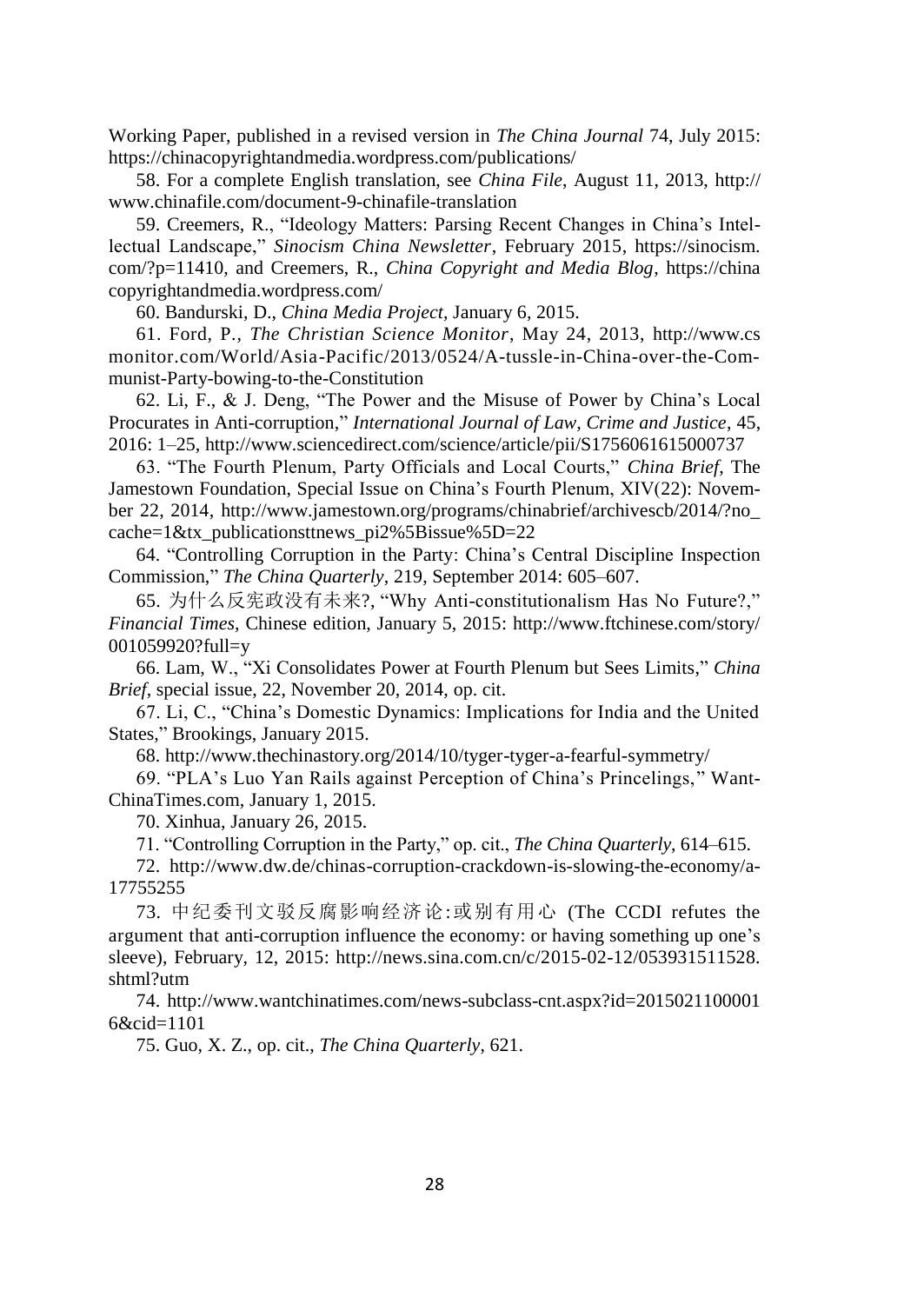Working Paper, published in a revised version in *The China Journal* 74, July 2015: https://chinacopyrightandmedia.wordpress.com/publications/

58. For a complete English translation, see *China File*, August 11, 2013, http://www.chinafile.com/document-9-chinafile-translation

59. Creemers, R., "Ideology Matters: Parsing Recent Changes in China's Intellectual Landscape," *Sinocism China Newsletter*, February 2015, https://sinocism.com/?p=11410, and Creemers, R., *China Copyright and Media Blog*, https://chinacopyrightandmedia.wordpress.com/

60. Bandurski, D., *China Media Project*, January 6, 2015.

61. Ford, P., *The Christian Science Monitor*, May 24, 2013, http://www.csmonitor.com/World/Asia-Pacific/2013/0524/A-tussle-in-China-over-the-Communist-Party-bowing-to-the-Constitution

62. Li, F., & J. Deng, "The Power and the Misuse of Power by China's Local Procurates in Anti-corruption," *International Journal of Law, Crime and Justice*, 45, 2016: 1–25, http://www.sciencedirect.com/science/article/pii/S1756061615000737

63. "The Fourth Plenum, Party Officials and Local Courts," *China Brief*, The Jamestown Foundation, Special Issue on China's Fourth Plenum, XIV(22): November 22, 2014, http://www.jamestown.org/programs/chinabrief/archivescb/2014/?no_cache=1&tx_publicationsttnews_pi2%5Bissue%5D=22

64. "Controlling Corruption in the Party: China's Central Discipline Inspection Commission," *The China Quarterly*, 219, September 2014: 605–607.

65. 为什么反宪政没有未来?, "Why Anti-constitutionalism Has No Future?," *Financial Times*, Chinese edition, January 5, 2015: http://www.ftchinese.com/story/001059920?full=y

66. Lam, W., "Xi Consolidates Power at Fourth Plenum but Sees Limits," *China Brief*, special issue, 22, November 20, 2014, op. cit.

67. Li, C., "China's Domestic Dynamics: Implications for India and the United States," Brookings, January 2015.

68. http://www.thechinastory.org/2014/10/tyger-tyger-a-fearful-symmetry/

69. "PLA's Luo Yan Rails against Perception of China's Princelings," WantChinaTimes.com, January 1, 2015.

70. Xinhua, January 26, 2015.

71. "Controlling Corruption in the Party," op. cit., *The China Quarterly*, 614–615.

72. http://www.dw.de/chinas-corruption-crackdown-is-slowing-the-economy/a-17755255

73. 中纪委刊文驳反腐影响经济论:或别有用心 (The CCDI refutes the argument that anti-corruption influence the economy: or having something up one's sleeve), February, 12, 2015: http://news.sina.com.cn/c/2015-02-12/053931511528.shtml?utm

74. http://www.wantchinatimes.com/news-subclass-cnt.aspx?id=20150211000016&cid=1101

75. Guo, X. Z., op. cit., *The China Quarterly*, 621.